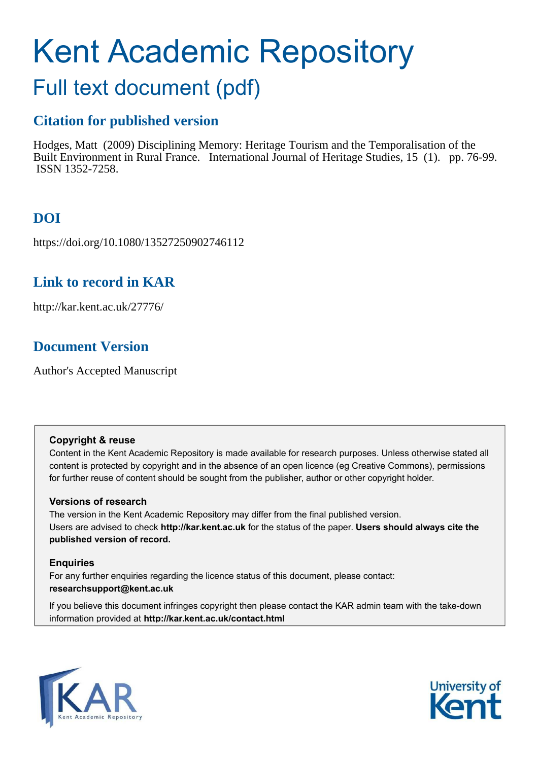# Kent Academic Repository

## Full text document (pdf)

### Citation for published version

Hodges, Matt (2009) Disciplining Memory: Heritage Tourism and the Temporalisation of the Built Environment in Rural France. International Journal of Heritage Studies, 15 (1). pp. 76-99. ISSN 1352-7258.

### DOI

https://doi.org/10.1080/13527250902746112

### Link to record in KAR

http://kar.kent.ac.uk/27776/

### Document Version

Author's Accepted Manuscript

**Copyright & reuse**

Content in the Kent Academic Repository is made available for research purposes. Unless otherwise stated all content is protected by copyright and in the absence of an open licence (eg Creative Commons), permissions for further reuse of content should be sought from the publisher, author or other copyright holder.

**Versions of research**

The version in the Kent Academic Repository may differ from the final published version. Users are advised to check **http://kar.kent.ac.uk** for the status of the paper. **Users should always cite the published version of record.**

**Enquiries**

For any further enquiries regarding the licence status of this document, please contact: **researchsupport@kent.ac.uk**

If you believe this document infringes copyright then please contact the KAR admin team with the take-down information provided at **http://kar.kent.ac.uk/contact.html**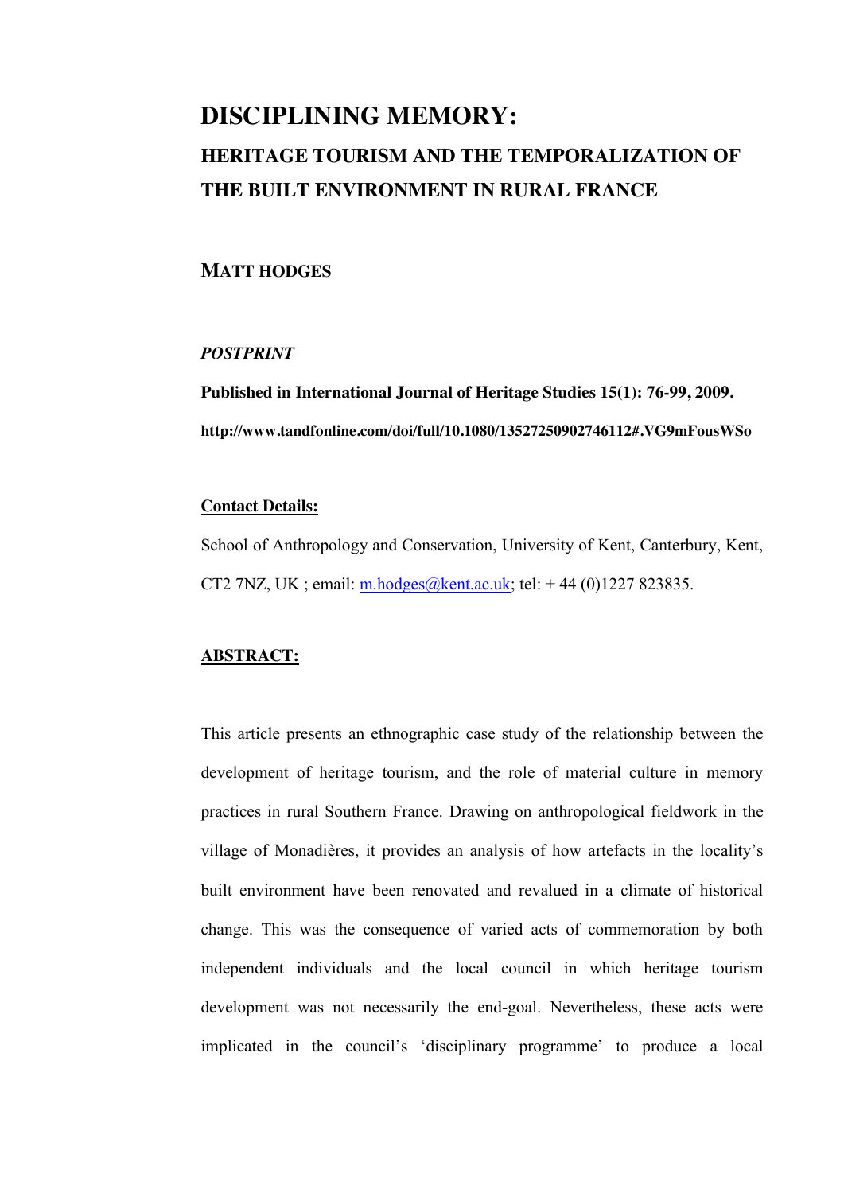# DISCIPLINING MEMORY:

## HERITAGE TOURISM AND THE TEMPORALIZATION OF THE BUILT ENVIRONMENT IN RURAL FRANCE

**MATT HODGES**

***POSTPRINT***

**Published in International Journal of Heritage Studies 15(1): 76-99, 2009.**

**http://www.tandfonline.com/doi/full/10.1080/13527250902746112#.VG9mFousWSo**

**Contact Details:**

School of Anthropology and Conservation, University of Kent, Canterbury, Kent, CT2 7NZ, UK ; email: m.hodges@kent.ac.uk; tel: + 44 (0)1227 823835.

**ABSTRACT:**

This article presents an ethnographic case study of the relationship between the development of heritage tourism, and the role of material culture in memory practices in rural Southern France. Drawing on anthropological fieldwork in the village of Monadières, it provides an analysis of how artefacts in the locality's built environment have been renovated and revalued in a climate of historical change. This was the consequence of varied acts of commemoration by both independent individuals and the local council in which heritage tourism development was not necessarily the end-goal. Nevertheless, these acts were implicated in the council's 'disciplinary programme' to produce a local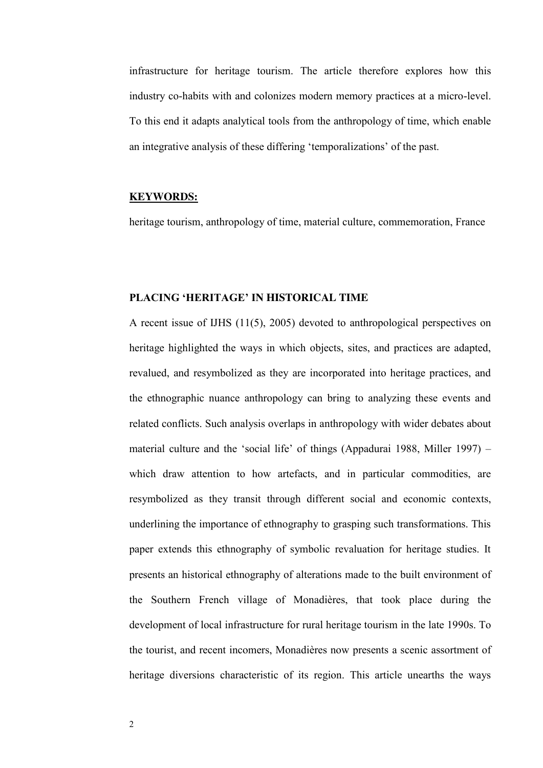infrastructure for heritage tourism. The article therefore explores how this industry co-habits with and colonizes modern memory practices at a micro-level. To this end it adapts analytical tools from the anthropology of time, which enable an integrative analysis of these differing 'temporalizations' of the past.

**KEYWORDS:**

heritage tourism, anthropology of time, material culture, commemoration, France

## PLACING 'HERITAGE' IN HISTORICAL TIME

A recent issue of IJHS (11(5), 2005) devoted to anthropological perspectives on heritage highlighted the ways in which objects, sites, and practices are adapted, revalued, and resymbolized as they are incorporated into heritage practices, and the ethnographic nuance anthropology can bring to analyzing these events and related conflicts. Such analysis overlaps in anthropology with wider debates about material culture and the 'social life' of things (Appadurai 1988, Miller 1997) – which draw attention to how artefacts, and in particular commodities, are resymbolized as they transit through different social and economic contexts, underlining the importance of ethnography to grasping such transformations. This paper extends this ethnography of symbolic revaluation for heritage studies. It presents an historical ethnography of alterations made to the built environment of the Southern French village of Monadières, that took place during the development of local infrastructure for rural heritage tourism in the late 1990s. To the tourist, and recent incomers, Monadières now presents a scenic assortment of heritage diversions characteristic of its region. This article unearths the ways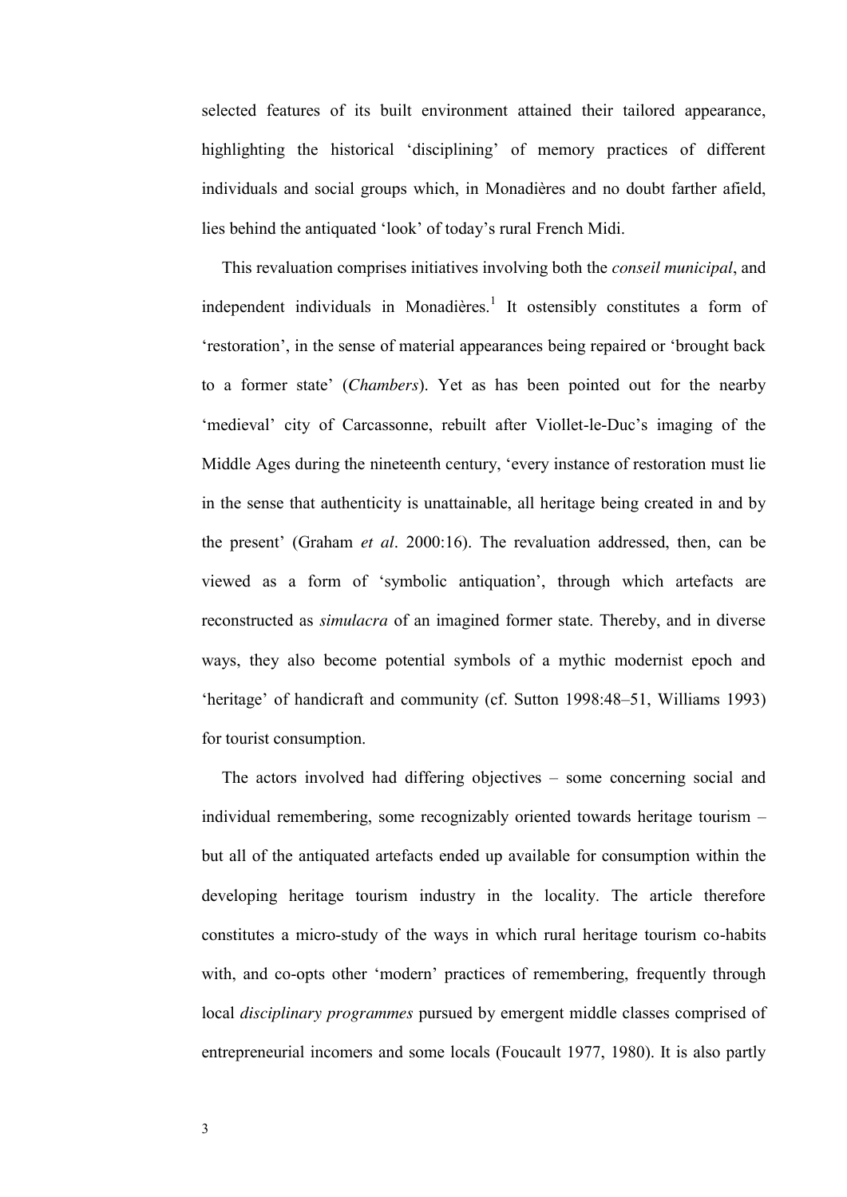selected features of its built environment attained their tailored appearance, highlighting the historical 'disciplining' of memory practices of different individuals and social groups which, in Monadières and no doubt farther afield, lies behind the antiquated 'look' of today's rural French Midi.

This revaluation comprises initiatives involving both the *conseil municipal*, and independent individuals in Monadières.[1] It ostensibly constitutes a form of 'restoration', in the sense of material appearances being repaired or 'brought back to a former state' (*Chambers*). Yet as has been pointed out for the nearby 'medieval' city of Carcassonne, rebuilt after Viollet-le-Duc's imaging of the Middle Ages during the nineteenth century, 'every instance of restoration must lie in the sense that authenticity is unattainable, all heritage being created in and by the present' (Graham *et al*. 2000:16). The revaluation addressed, then, can be viewed as a form of 'symbolic antiquation', through which artefacts are reconstructed as *simulacra* of an imagined former state. Thereby, and in diverse ways, they also become potential symbols of a mythic modernist epoch and 'heritage' of handicraft and community (cf. Sutton 1998:48–51, Williams 1993) for tourist consumption.

The actors involved had differing objectives – some concerning social and individual remembering, some recognizably oriented towards heritage tourism – but all of the antiquated artefacts ended up available for consumption within the developing heritage tourism industry in the locality. The article therefore constitutes a micro-study of the ways in which rural heritage tourism co-habits with, and co-opts other 'modern' practices of remembering, frequently through local *disciplinary programmes* pursued by emergent middle classes comprised of entrepreneurial incomers and some locals (Foucault 1977, 1980). It is also partly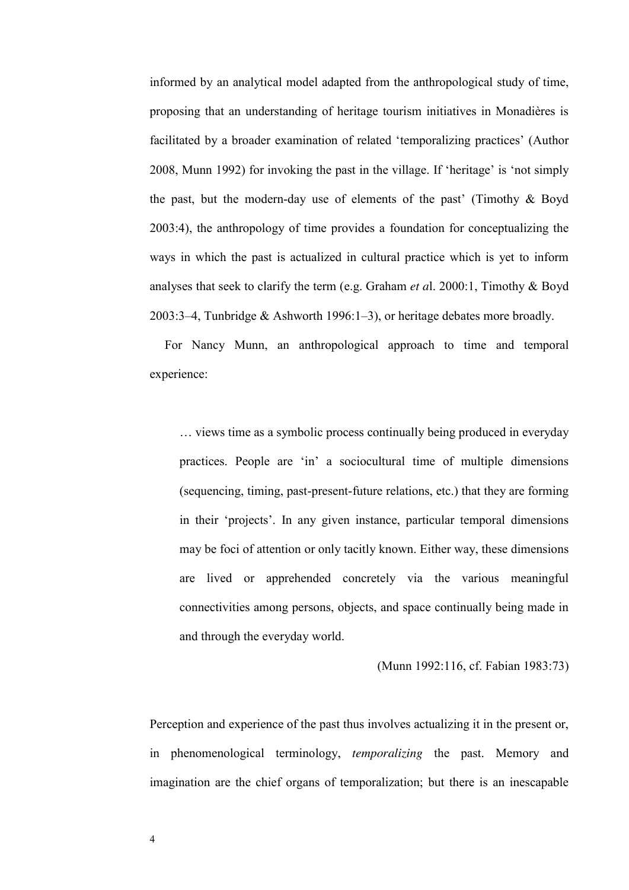informed by an analytical model adapted from the anthropological study of time, proposing that an understanding of heritage tourism initiatives in Monadières is facilitated by a broader examination of related 'temporalizing practices' (Author 2008, Munn 1992) for invoking the past in the village. If 'heritage' is 'not simply the past, but the modern-day use of elements of the past' (Timothy & Boyd 2003:4), the anthropology of time provides a foundation for conceptualizing the ways in which the past is actualized in cultural practice which is yet to inform analyses that seek to clarify the term (e.g. Graham *et a*l. 2000:1, Timothy & Boyd 2003:3–4, Tunbridge & Ashworth 1996:1–3), or heritage debates more broadly.

For Nancy Munn, an anthropological approach to time and temporal experience:

> … views time as a symbolic process continually being produced in everyday practices. People are 'in' a sociocultural time of multiple dimensions (sequencing, timing, past-present-future relations, etc.) that they are forming in their 'projects'. In any given instance, particular temporal dimensions may be foci of attention or only tacitly known. Either way, these dimensions are lived or apprehended concretely via the various meaningful connectivities among persons, objects, and space continually being made in and through the everyday world.
>
> (Munn 1992:116, cf. Fabian 1983:73)

Perception and experience of the past thus involves actualizing it in the present or, in phenomenological terminology, *temporalizing* the past. Memory and imagination are the chief organs of temporalization; but there is an inescapable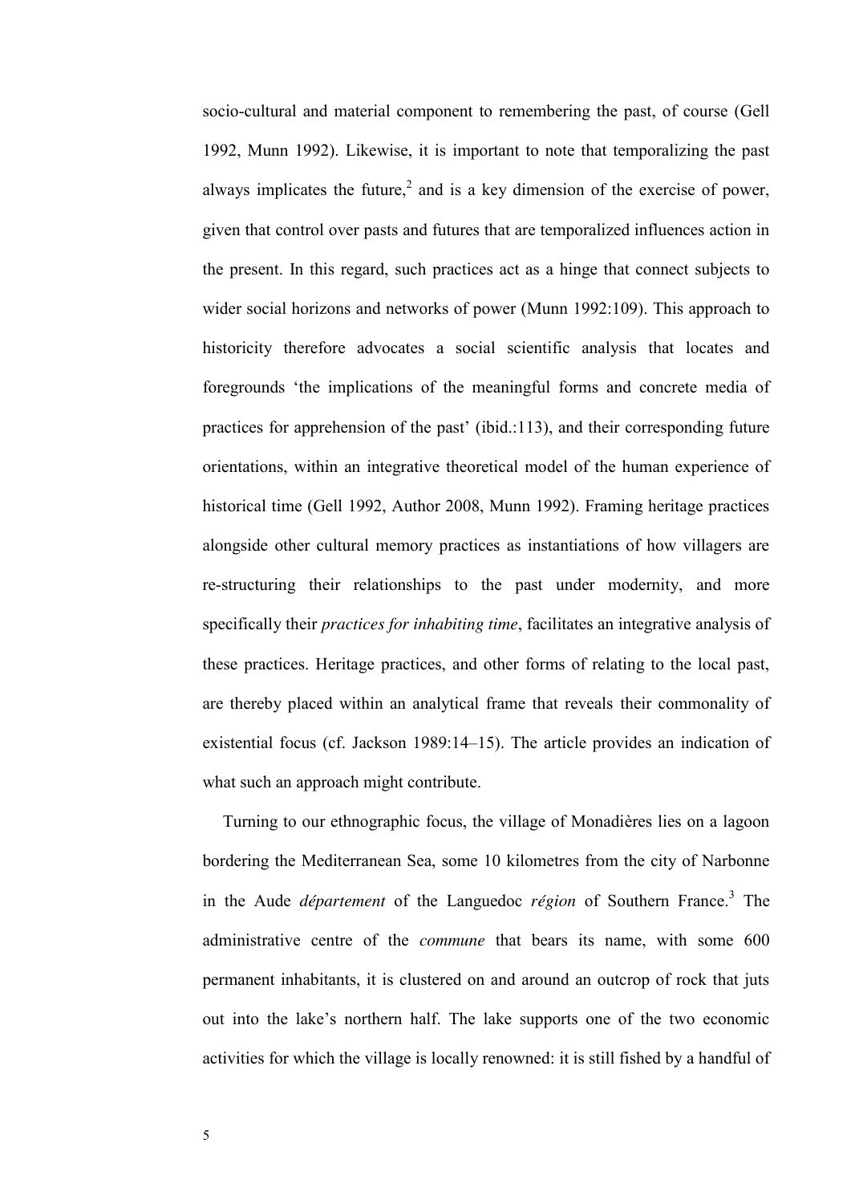socio-cultural and material component to remembering the past, of course (Gell 1992, Munn 1992). Likewise, it is important to note that temporalizing the past always implicates the future,[2] and is a key dimension of the exercise of power, given that control over pasts and futures that are temporalized influences action in the present. In this regard, such practices act as a hinge that connect subjects to wider social horizons and networks of power (Munn 1992:109). This approach to historicity therefore advocates a social scientific analysis that locates and foregrounds 'the implications of the meaningful forms and concrete media of practices for apprehension of the past' (ibid.:113), and their corresponding future orientations, within an integrative theoretical model of the human experience of historical time (Gell 1992, Author 2008, Munn 1992). Framing heritage practices alongside other cultural memory practices as instantiations of how villagers are re-structuring their relationships to the past under modernity, and more specifically their *practices for inhabiting time*, facilitates an integrative analysis of these practices. Heritage practices, and other forms of relating to the local past, are thereby placed within an analytical frame that reveals their commonality of existential focus (cf. Jackson 1989:14–15). The article provides an indication of what such an approach might contribute.

Turning to our ethnographic focus, the village of Monadières lies on a lagoon bordering the Mediterranean Sea, some 10 kilometres from the city of Narbonne in the Aude *département* of the Languedoc *région* of Southern France.[3] The administrative centre of the *commune* that bears its name, with some 600 permanent inhabitants, it is clustered on and around an outcrop of rock that juts out into the lake's northern half. The lake supports one of the two economic activities for which the village is locally renowned: it is still fished by a handful of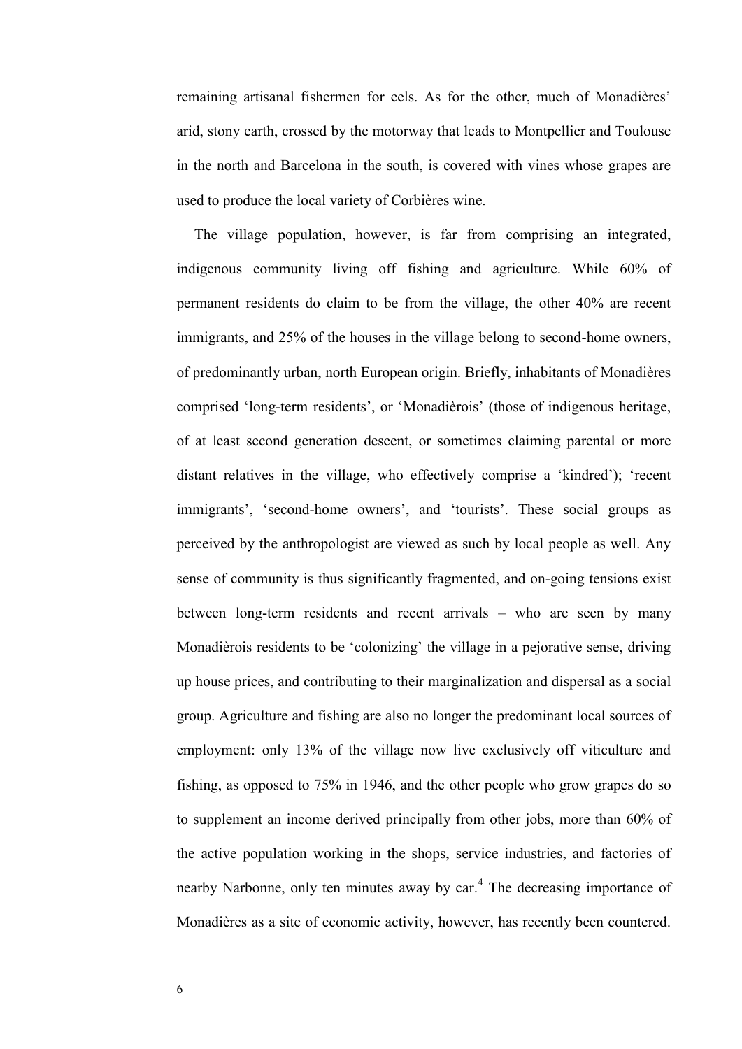remaining artisanal fishermen for eels. As for the other, much of Monadières' arid, stony earth, crossed by the motorway that leads to Montpellier and Toulouse in the north and Barcelona in the south, is covered with vines whose grapes are used to produce the local variety of Corbières wine.

The village population, however, is far from comprising an integrated, indigenous community living off fishing and agriculture. While 60% of permanent residents do claim to be from the village, the other 40% are recent immigrants, and 25% of the houses in the village belong to second-home owners, of predominantly urban, north European origin. Briefly, inhabitants of Monadières comprised 'long-term residents', or 'Monadièrois' (those of indigenous heritage, of at least second generation descent, or sometimes claiming parental or more distant relatives in the village, who effectively comprise a 'kindred'); 'recent immigrants', 'second-home owners', and 'tourists'. These social groups as perceived by the anthropologist are viewed as such by local people as well. Any sense of community is thus significantly fragmented, and on-going tensions exist between long-term residents and recent arrivals – who are seen by many Monadièrois residents to be 'colonizing' the village in a pejorative sense, driving up house prices, and contributing to their marginalization and dispersal as a social group. Agriculture and fishing are also no longer the predominant local sources of employment: only 13% of the village now live exclusively off viticulture and fishing, as opposed to 75% in 1946, and the other people who grow grapes do so to supplement an income derived principally from other jobs, more than 60% of the active population working in the shops, service industries, and factories of nearby Narbonne, only ten minutes away by car.[4] The decreasing importance of Monadières as a site of economic activity, however, has recently been countered.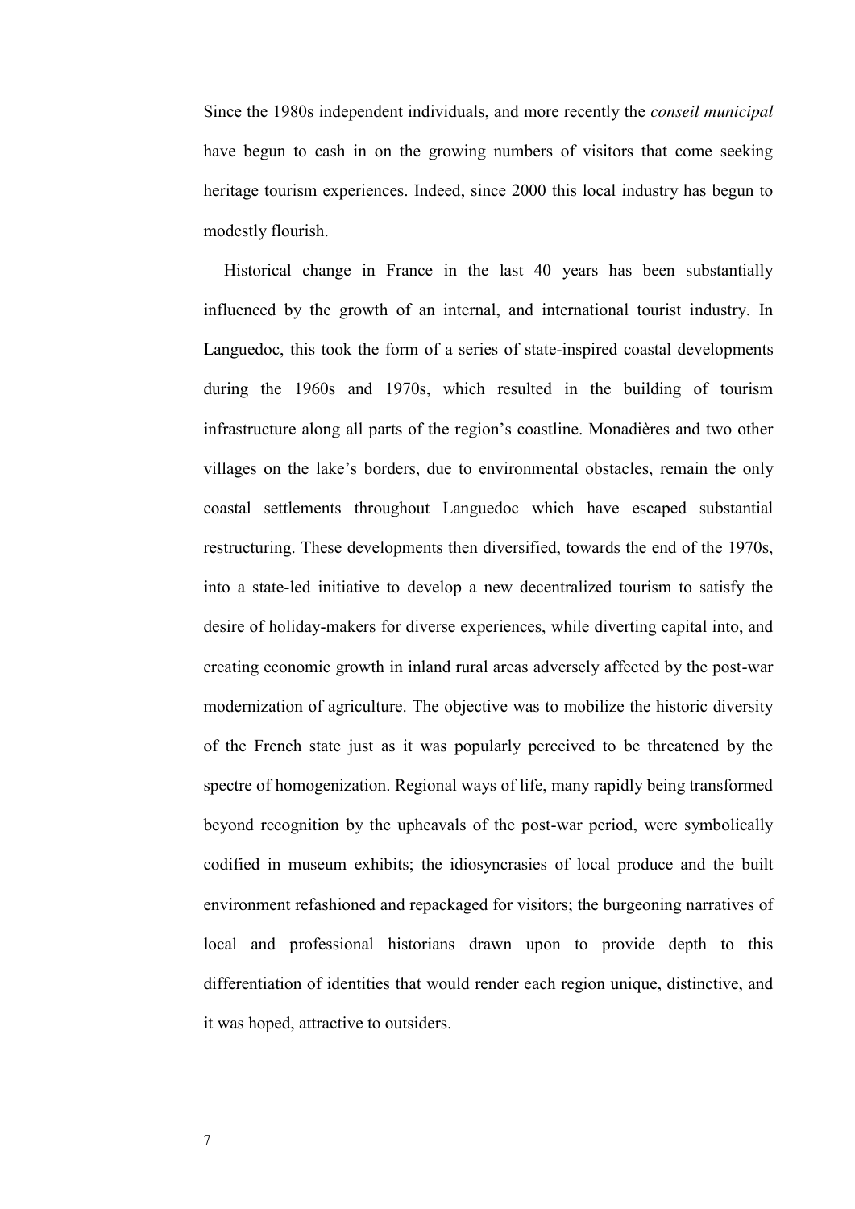Since the 1980s independent individuals, and more recently the *conseil municipal* have begun to cash in on the growing numbers of visitors that come seeking heritage tourism experiences. Indeed, since 2000 this local industry has begun to modestly flourish.

Historical change in France in the last 40 years has been substantially influenced by the growth of an internal, and international tourist industry. In Languedoc, this took the form of a series of state-inspired coastal developments during the 1960s and 1970s, which resulted in the building of tourism infrastructure along all parts of the region's coastline. Monadières and two other villages on the lake's borders, due to environmental obstacles, remain the only coastal settlements throughout Languedoc which have escaped substantial restructuring. These developments then diversified, towards the end of the 1970s, into a state-led initiative to develop a new decentralized tourism to satisfy the desire of holiday-makers for diverse experiences, while diverting capital into, and creating economic growth in inland rural areas adversely affected by the post-war modernization of agriculture. The objective was to mobilize the historic diversity of the French state just as it was popularly perceived to be threatened by the spectre of homogenization. Regional ways of life, many rapidly being transformed beyond recognition by the upheavals of the post-war period, were symbolically codified in museum exhibits; the idiosyncrasies of local produce and the built environment refashioned and repackaged for visitors; the burgeoning narratives of local and professional historians drawn upon to provide depth to this differentiation of identities that would render each region unique, distinctive, and it was hoped, attractive to outsiders.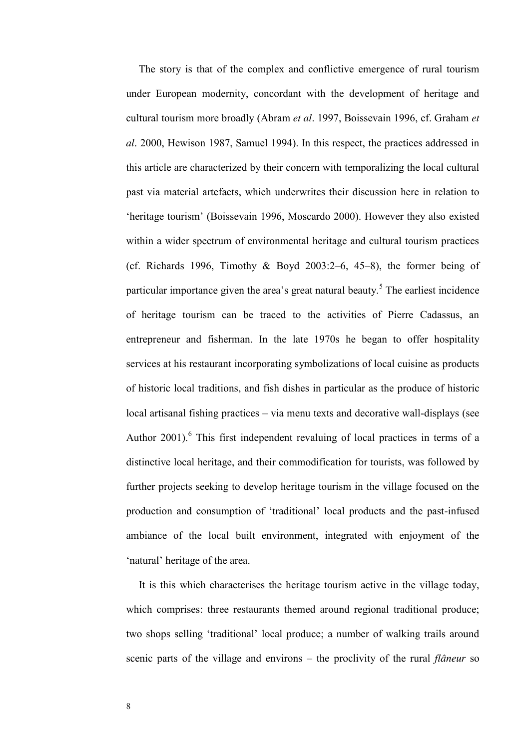The story is that of the complex and conflictive emergence of rural tourism under European modernity, concordant with the development of heritage and cultural tourism more broadly (Abram *et al*. 1997, Boissevain 1996, cf. Graham *et al*. 2000, Hewison 1987, Samuel 1994). In this respect, the practices addressed in this article are characterized by their concern with temporalizing the local cultural past via material artefacts, which underwrites their discussion here in relation to 'heritage tourism' (Boissevain 1996, Moscardo 2000). However they also existed within a wider spectrum of environmental heritage and cultural tourism practices (cf. Richards 1996, Timothy & Boyd 2003:2–6, 45–8), the former being of particular importance given the area's great natural beauty.[5] The earliest incidence of heritage tourism can be traced to the activities of Pierre Cadassus, an entrepreneur and fisherman. In the late 1970s he began to offer hospitality services at his restaurant incorporating symbolizations of local cuisine as products of historic local traditions, and fish dishes in particular as the produce of historic local artisanal fishing practices – via menu texts and decorative wall-displays (see Author 2001).[6] This first independent revaluing of local practices in terms of a distinctive local heritage, and their commodification for tourists, was followed by further projects seeking to develop heritage tourism in the village focused on the production and consumption of 'traditional' local products and the past-infused ambiance of the local built environment, integrated with enjoyment of the 'natural' heritage of the area.

It is this which characterises the heritage tourism active in the village today, which comprises: three restaurants themed around regional traditional produce; two shops selling 'traditional' local produce; a number of walking trails around scenic parts of the village and environs – the proclivity of the rural *flâneur* so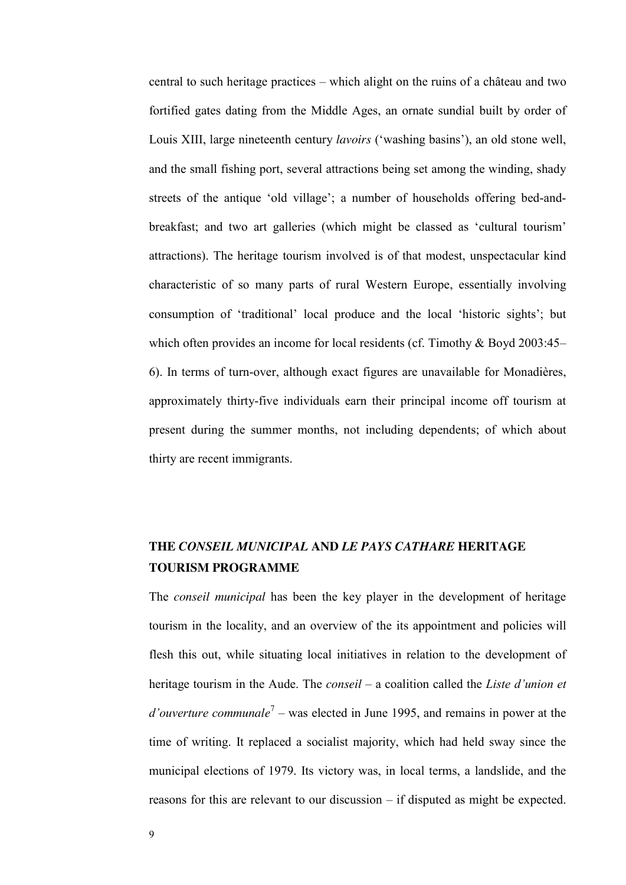central to such heritage practices – which alight on the ruins of a château and two fortified gates dating from the Middle Ages, an ornate sundial built by order of Louis XIII, large nineteenth century *lavoirs* ('washing basins'), an old stone well, and the small fishing port, several attractions being set among the winding, shady streets of the antique 'old village'; a number of households offering bed-and-breakfast; and two art galleries (which might be classed as 'cultural tourism' attractions). The heritage tourism involved is of that modest, unspectacular kind characteristic of so many parts of rural Western Europe, essentially involving consumption of 'traditional' local produce and the local 'historic sights'; but which often provides an income for local residents (cf. Timothy & Boyd 2003:45–6). In terms of turn-over, although exact figures are unavailable for Monadières, approximately thirty-five individuals earn their principal income off tourism at present during the summer months, not including dependents; of which about thirty are recent immigrants.

## THE *CONSEIL MUNICIPAL* AND *LE PAYS CATHARE* HERITAGE TOURISM PROGRAMME

The *conseil municipal* has been the key player in the development of heritage tourism in the locality, and an overview of the its appointment and policies will flesh this out, while situating local initiatives in relation to the development of heritage tourism in the Aude. The *conseil* – a coalition called the *Liste d'union et d'ouverture communale*[7] – was elected in June 1995, and remains in power at the time of writing. It replaced a socialist majority, which had held sway since the municipal elections of 1979. Its victory was, in local terms, a landslide, and the reasons for this are relevant to our discussion – if disputed as might be expected.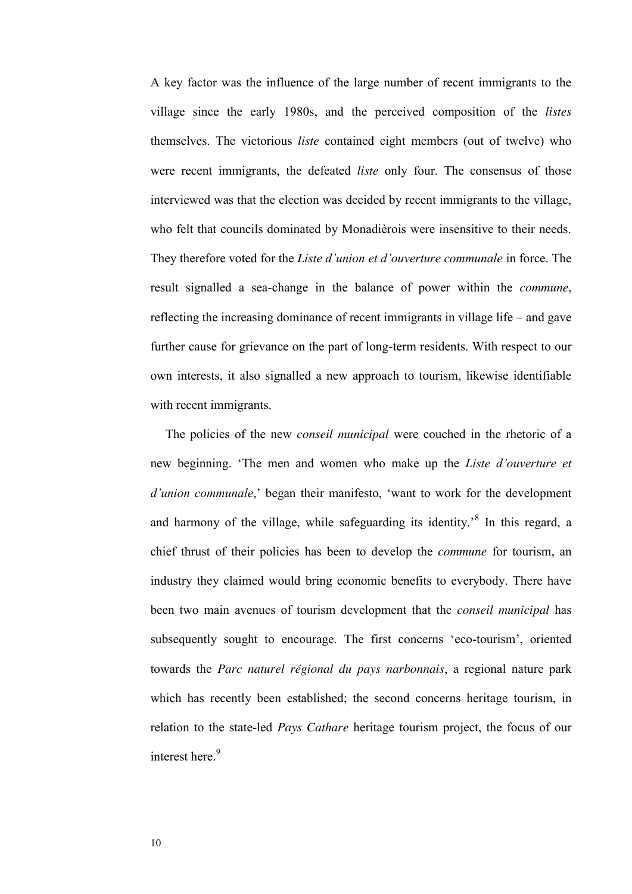A key factor was the influence of the large number of recent immigrants to the village since the early 1980s, and the perceived composition of the *listes* themselves. The victorious *liste* contained eight members (out of twelve) who were recent immigrants, the defeated *liste* only four. The consensus of those interviewed was that the election was decided by recent immigrants to the village, who felt that councils dominated by Monadièrois were insensitive to their needs. They therefore voted for the *Liste d'union et d'ouverture communale* in force. The result signalled a sea-change in the balance of power within the *commune*, reflecting the increasing dominance of recent immigrants in village life – and gave further cause for grievance on the part of long-term residents. With respect to our own interests, it also signalled a new approach to tourism, likewise identifiable with recent immigrants.

The policies of the new *conseil municipal* were couched in the rhetoric of a new beginning. 'The men and women who make up the *Liste d'ouverture et d'union communale*,' began their manifesto, 'want to work for the development and harmony of the village, while safeguarding its identity.'[8] In this regard, a chief thrust of their policies has been to develop the *commune* for tourism, an industry they claimed would bring economic benefits to everybody. There have been two main avenues of tourism development that the *conseil municipal* has subsequently sought to encourage. The first concerns 'eco-tourism', oriented towards the *Parc naturel régional du pays narbonnais*, a regional nature park which has recently been established; the second concerns heritage tourism, in relation to the state-led *Pays Cathare* heritage tourism project, the focus of our interest here.[9]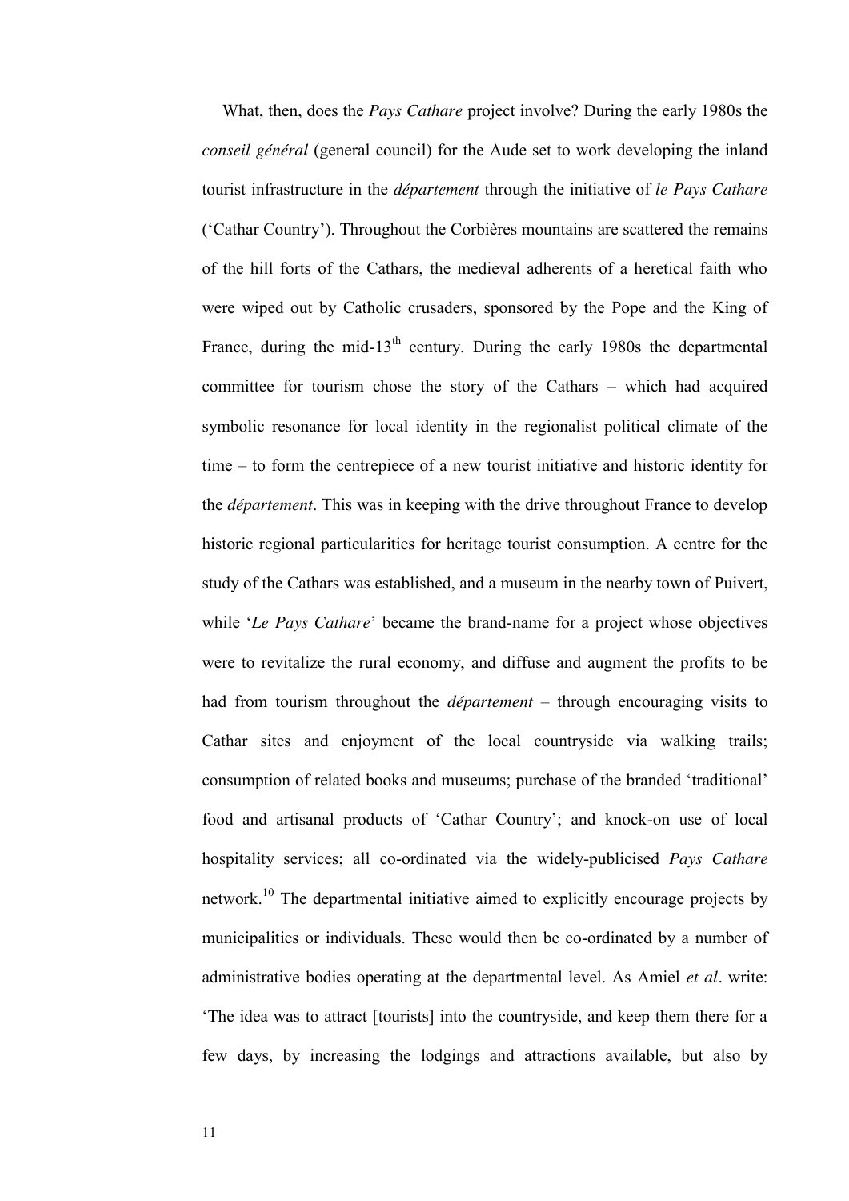What, then, does the *Pays Cathare* project involve? During the early 1980s the *conseil général* (general council) for the Aude set to work developing the inland tourist infrastructure in the *département* through the initiative of *le Pays Cathare* ('Cathar Country'). Throughout the Corbières mountains are scattered the remains of the hill forts of the Cathars, the medieval adherents of a heretical faith who were wiped out by Catholic crusaders, sponsored by the Pope and the King of France, during the mid-13th century. During the early 1980s the departmental committee for tourism chose the story of the Cathars – which had acquired symbolic resonance for local identity in the regionalist political climate of the time – to form the centrepiece of a new tourist initiative and historic identity for the *département*. This was in keeping with the drive throughout France to develop historic regional particularities for heritage tourist consumption. A centre for the study of the Cathars was established, and a museum in the nearby town of Puivert, while '*Le Pays Cathare*' became the brand-name for a project whose objectives were to revitalize the rural economy, and diffuse and augment the profits to be had from tourism throughout the *département* – through encouraging visits to Cathar sites and enjoyment of the local countryside via walking trails; consumption of related books and museums; purchase of the branded 'traditional' food and artisanal products of 'Cathar Country'; and knock-on use of local hospitality services; all co-ordinated via the widely-publicised *Pays Cathare* network.[10] The departmental initiative aimed to explicitly encourage projects by municipalities or individuals. These would then be co-ordinated by a number of administrative bodies operating at the departmental level. As Amiel *et al*. write: 'The idea was to attract [tourists] into the countryside, and keep them there for a few days, by increasing the lodgings and attractions available, but also by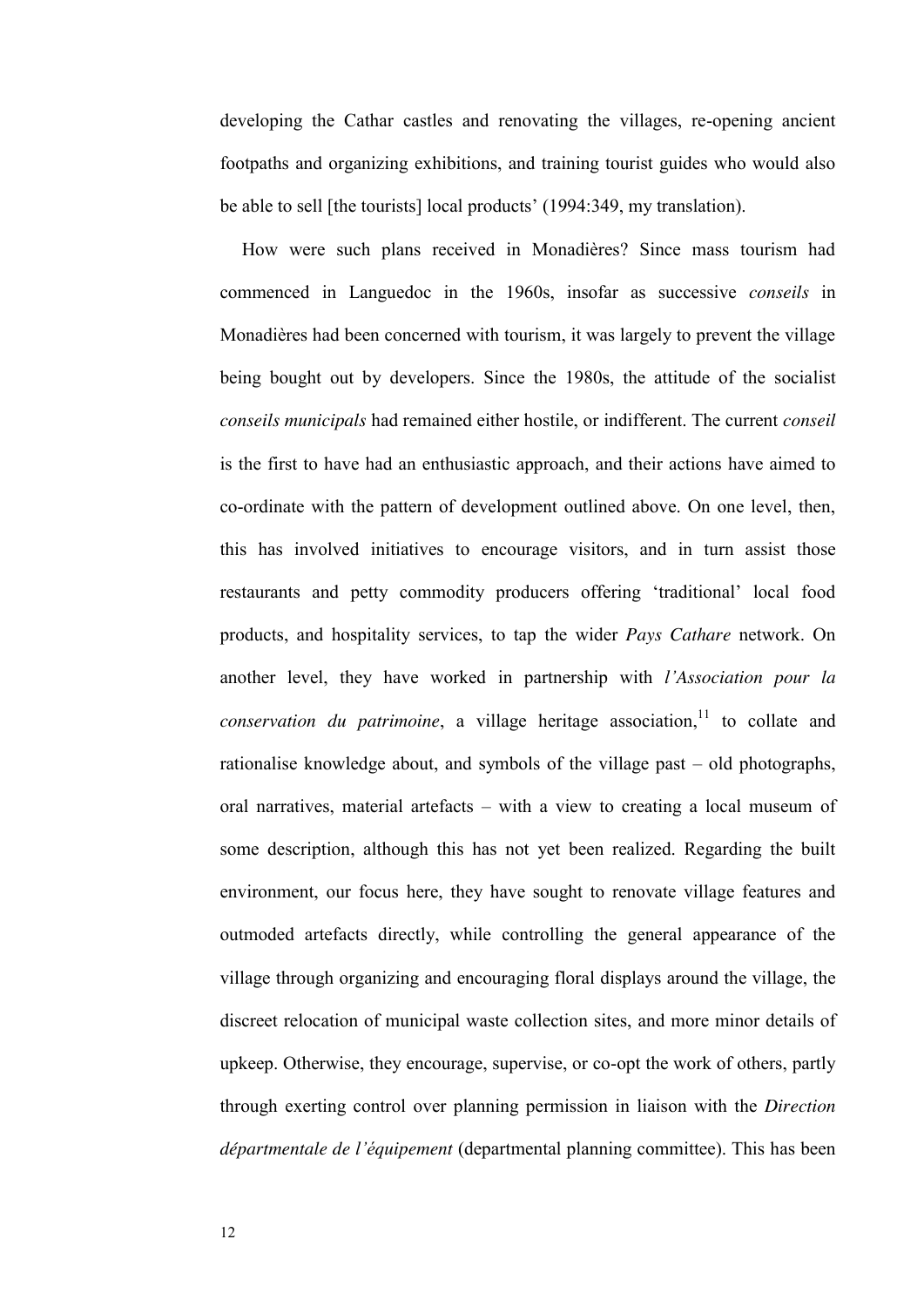developing the Cathar castles and renovating the villages, re-opening ancient footpaths and organizing exhibitions, and training tourist guides who would also be able to sell [the tourists] local products' (1994:349, my translation).

How were such plans received in Monadières? Since mass tourism had commenced in Languedoc in the 1960s, insofar as successive *conseils* in Monadières had been concerned with tourism, it was largely to prevent the village being bought out by developers. Since the 1980s, the attitude of the socialist *conseils municipals* had remained either hostile, or indifferent. The current *conseil* is the first to have had an enthusiastic approach, and their actions have aimed to co-ordinate with the pattern of development outlined above. On one level, then, this has involved initiatives to encourage visitors, and in turn assist those restaurants and petty commodity producers offering 'traditional' local food products, and hospitality services, to tap the wider *Pays Cathare* network. On another level, they have worked in partnership with *l'Association pour la conservation du patrimoine*, a village heritage association,[11] to collate and rationalise knowledge about, and symbols of the village past – old photographs, oral narratives, material artefacts – with a view to creating a local museum of some description, although this has not yet been realized. Regarding the built environment, our focus here, they have sought to renovate village features and outmoded artefacts directly, while controlling the general appearance of the village through organizing and encouraging floral displays around the village, the discreet relocation of municipal waste collection sites, and more minor details of upkeep. Otherwise, they encourage, supervise, or co-opt the work of others, partly through exerting control over planning permission in liaison with the *Direction départmentale de l'équipement* (departmental planning committee). This has been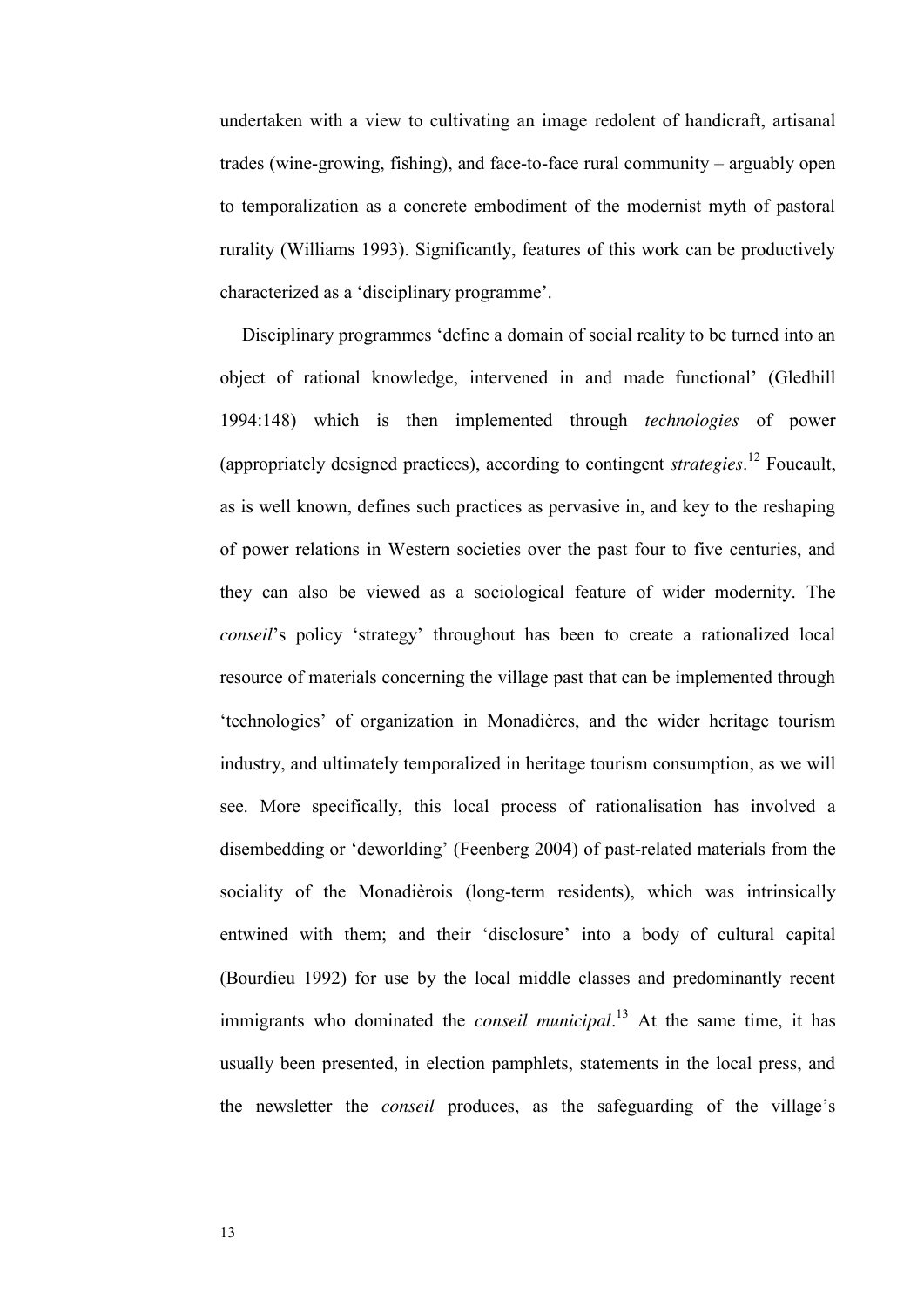undertaken with a view to cultivating an image redolent of handicraft, artisanal trades (wine-growing, fishing), and face-to-face rural community – arguably open to temporalization as a concrete embodiment of the modernist myth of pastoral rurality (Williams 1993). Significantly, features of this work can be productively characterized as a 'disciplinary programme'.

Disciplinary programmes 'define a domain of social reality to be turned into an object of rational knowledge, intervened in and made functional' (Gledhill 1994:148) which is then implemented through *technologies* of power (appropriately designed practices), according to contingent *strategies*.[12] Foucault, as is well known, defines such practices as pervasive in, and key to the reshaping of power relations in Western societies over the past four to five centuries, and they can also be viewed as a sociological feature of wider modernity. The *conseil*'s policy 'strategy' throughout has been to create a rationalized local resource of materials concerning the village past that can be implemented through 'technologies' of organization in Monadières, and the wider heritage tourism industry, and ultimately temporalized in heritage tourism consumption, as we will see. More specifically, this local process of rationalisation has involved a disembedding or 'deworlding' (Feenberg 2004) of past-related materials from the sociality of the Monadièrois (long-term residents), which was intrinsically entwined with them; and their 'disclosure' into a body of cultural capital (Bourdieu 1992) for use by the local middle classes and predominantly recent immigrants who dominated the *conseil municipal*.[13] At the same time, it has usually been presented, in election pamphlets, statements in the local press, and the newsletter the *conseil* produces, as the safeguarding of the village's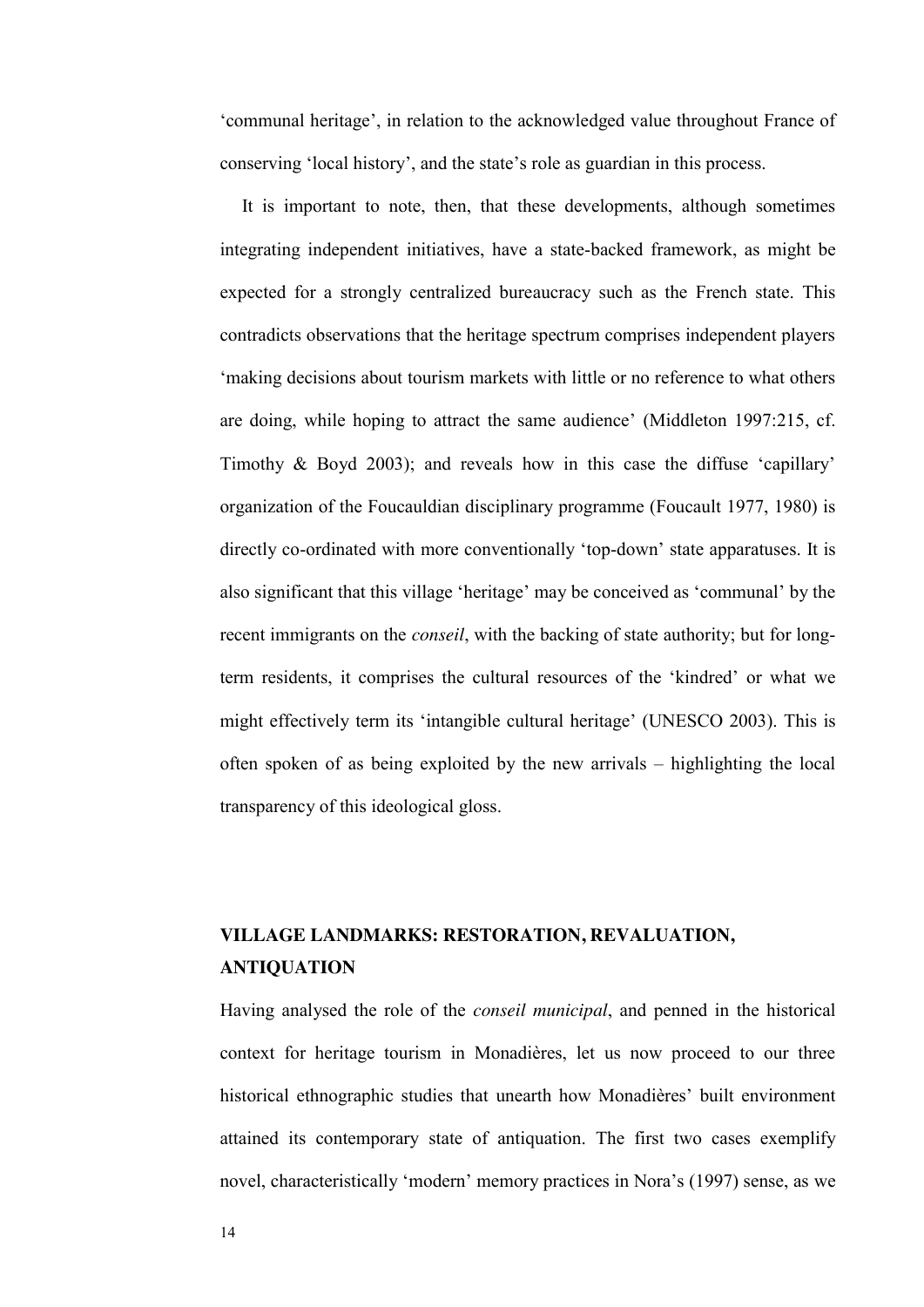'communal heritage', in relation to the acknowledged value throughout France of conserving 'local history', and the state's role as guardian in this process.

It is important to note, then, that these developments, although sometimes integrating independent initiatives, have a state-backed framework, as might be expected for a strongly centralized bureaucracy such as the French state. This contradicts observations that the heritage spectrum comprises independent players 'making decisions about tourism markets with little or no reference to what others are doing, while hoping to attract the same audience' (Middleton 1997:215, cf. Timothy & Boyd 2003); and reveals how in this case the diffuse 'capillary' organization of the Foucauldian disciplinary programme (Foucault 1977, 1980) is directly co-ordinated with more conventionally 'top-down' state apparatuses. It is also significant that this village 'heritage' may be conceived as 'communal' by the recent immigrants on the *conseil*, with the backing of state authority; but for long-term residents, it comprises the cultural resources of the 'kindred' or what we might effectively term its 'intangible cultural heritage' (UNESCO 2003). This is often spoken of as being exploited by the new arrivals – highlighting the local transparency of this ideological gloss.

## VILLAGE LANDMARKS: RESTORATION, REVALUATION, ANTIQUATION

Having analysed the role of the *conseil municipal*, and penned in the historical context for heritage tourism in Monadières, let us now proceed to our three historical ethnographic studies that unearth how Monadières' built environment attained its contemporary state of antiquation. The first two cases exemplify novel, characteristically 'modern' memory practices in Nora's (1997) sense, as we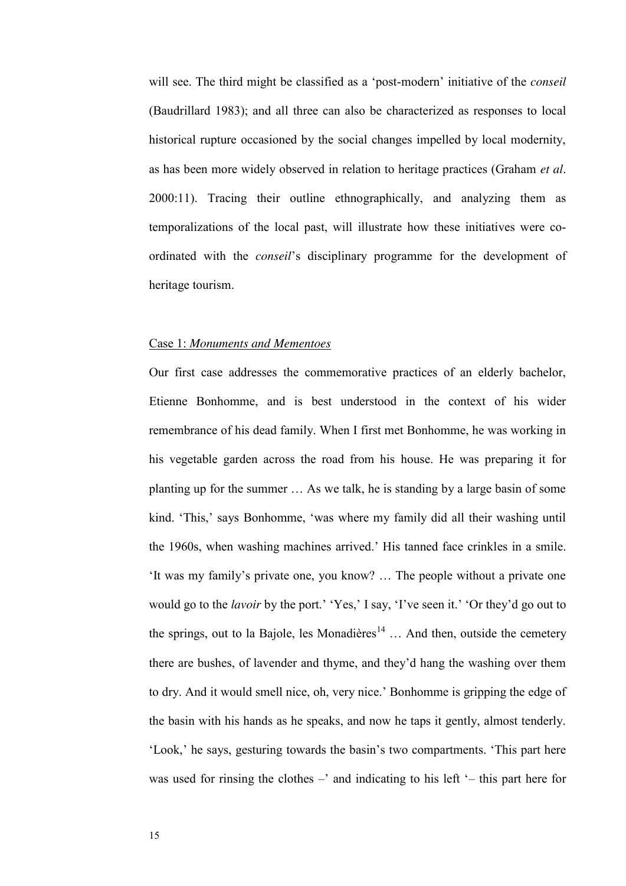will see. The third might be classified as a 'post-modern' initiative of the *conseil* (Baudrillard 1983); and all three can also be characterized as responses to local historical rupture occasioned by the social changes impelled by local modernity, as has been more widely observed in relation to heritage practices (Graham *et al*. 2000:11). Tracing their outline ethnographically, and analyzing them as temporalizations of the local past, will illustrate how these initiatives were co-ordinated with the *conseil*'s disciplinary programme for the development of heritage tourism.

Case 1: *Monuments and Mementoes*

Our first case addresses the commemorative practices of an elderly bachelor, Etienne Bonhomme, and is best understood in the context of his wider remembrance of his dead family. When I first met Bonhomme, he was working in his vegetable garden across the road from his house. He was preparing it for planting up for the summer … As we talk, he is standing by a large basin of some kind. 'This,' says Bonhomme, 'was where my family did all their washing until the 1960s, when washing machines arrived.' His tanned face crinkles in a smile. 'It was my family's private one, you know? … The people without a private one would go to the *lavoir* by the port.' 'Yes,' I say, 'I've seen it.' 'Or they'd go out to the springs, out to la Bajole, les Monadières[14] … And then, outside the cemetery there are bushes, of lavender and thyme, and they'd hang the washing over them to dry. And it would smell nice, oh, very nice.' Bonhomme is gripping the edge of the basin with his hands as he speaks, and now he taps it gently, almost tenderly. 'Look,' he says, gesturing towards the basin's two compartments. 'This part here was used for rinsing the clothes –' and indicating to his left '– this part here for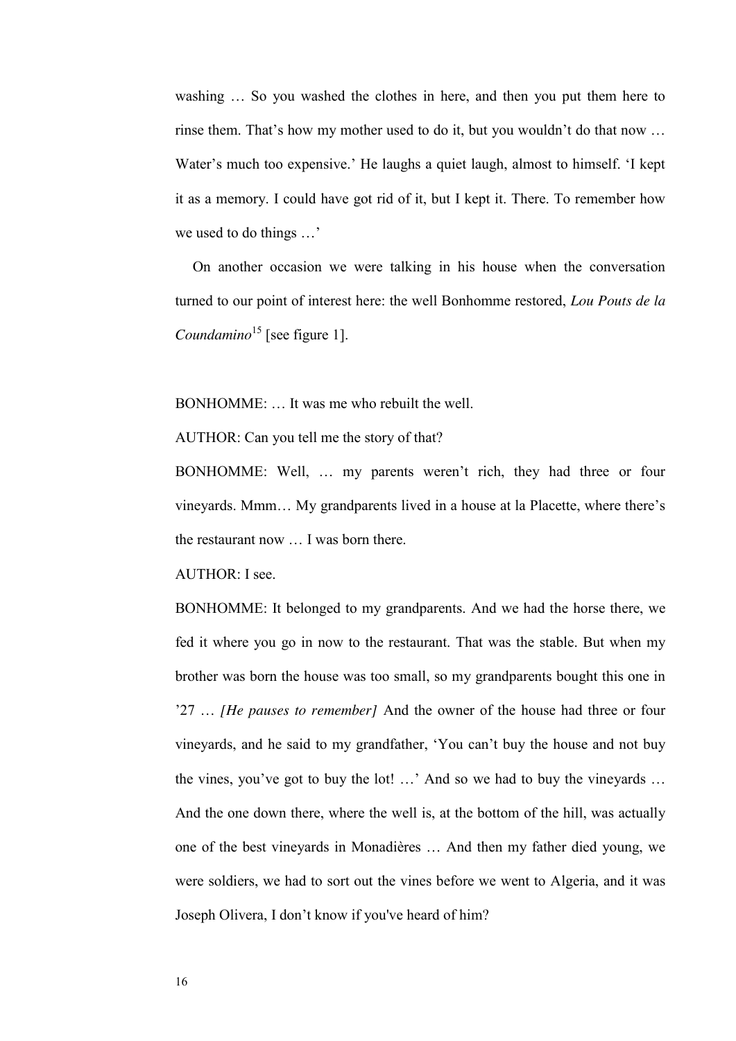washing … So you washed the clothes in here, and then you put them here to rinse them. That's how my mother used to do it, but you wouldn't do that now … Water's much too expensive.' He laughs a quiet laugh, almost to himself. 'I kept it as a memory. I could have got rid of it, but I kept it. There. To remember how we used to do things …'

On another occasion we were talking in his house when the conversation turned to our point of interest here: the well Bonhomme restored, *Lou Pouts de la Coundamino*[15] [see figure 1].

BONHOMME: … It was me who rebuilt the well.

AUTHOR: Can you tell me the story of that?

BONHOMME: Well, … my parents weren't rich, they had three or four vineyards. Mmm… My grandparents lived in a house at la Placette, where there's the restaurant now … I was born there.

AUTHOR: I see.

BONHOMME: It belonged to my grandparents. And we had the horse there, we fed it where you go in now to the restaurant. That was the stable. But when my brother was born the house was too small, so my grandparents bought this one in '27 … *[He pauses to remember]* And the owner of the house had three or four vineyards, and he said to my grandfather, 'You can't buy the house and not buy the vines, you've got to buy the lot! …' And so we had to buy the vineyards … And the one down there, where the well is, at the bottom of the hill, was actually one of the best vineyards in Monadières … And then my father died young, we were soldiers, we had to sort out the vines before we went to Algeria, and it was Joseph Olivera, I don't know if you've heard of him?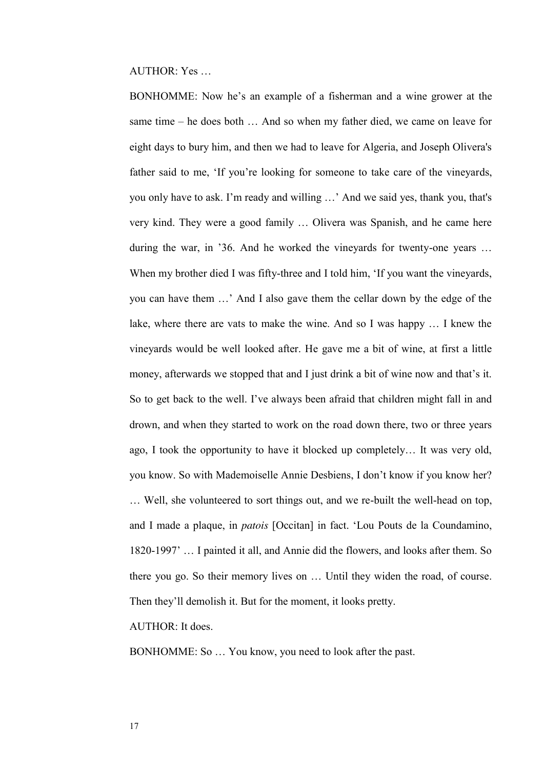AUTHOR: Yes …

BONHOMME: Now he's an example of a fisherman and a wine grower at the same time – he does both … And so when my father died, we came on leave for eight days to bury him, and then we had to leave for Algeria, and Joseph Olivera's father said to me, 'If you're looking for someone to take care of the vineyards, you only have to ask. I'm ready and willing …' And we said yes, thank you, that's very kind. They were a good family … Olivera was Spanish, and he came here during the war, in '36. And he worked the vineyards for twenty-one years … When my brother died I was fifty-three and I told him, 'If you want the vineyards, you can have them …' And I also gave them the cellar down by the edge of the lake, where there are vats to make the wine. And so I was happy … I knew the vineyards would be well looked after. He gave me a bit of wine, at first a little money, afterwards we stopped that and I just drink a bit of wine now and that's it. So to get back to the well. I've always been afraid that children might fall in and drown, and when they started to work on the road down there, two or three years ago, I took the opportunity to have it blocked up completely… It was very old, you know. So with Mademoiselle Annie Desbiens, I don't know if you know her? … Well, she volunteered to sort things out, and we re-built the well-head on top, and I made a plaque, in *patois* [Occitan] in fact. 'Lou Pouts de la Coundamino, 1820-1997' … I painted it all, and Annie did the flowers, and looks after them. So there you go. So their memory lives on … Until they widen the road, of course. Then they'll demolish it. But for the moment, it looks pretty.

AUTHOR: It does.

BONHOMME: So … You know, you need to look after the past.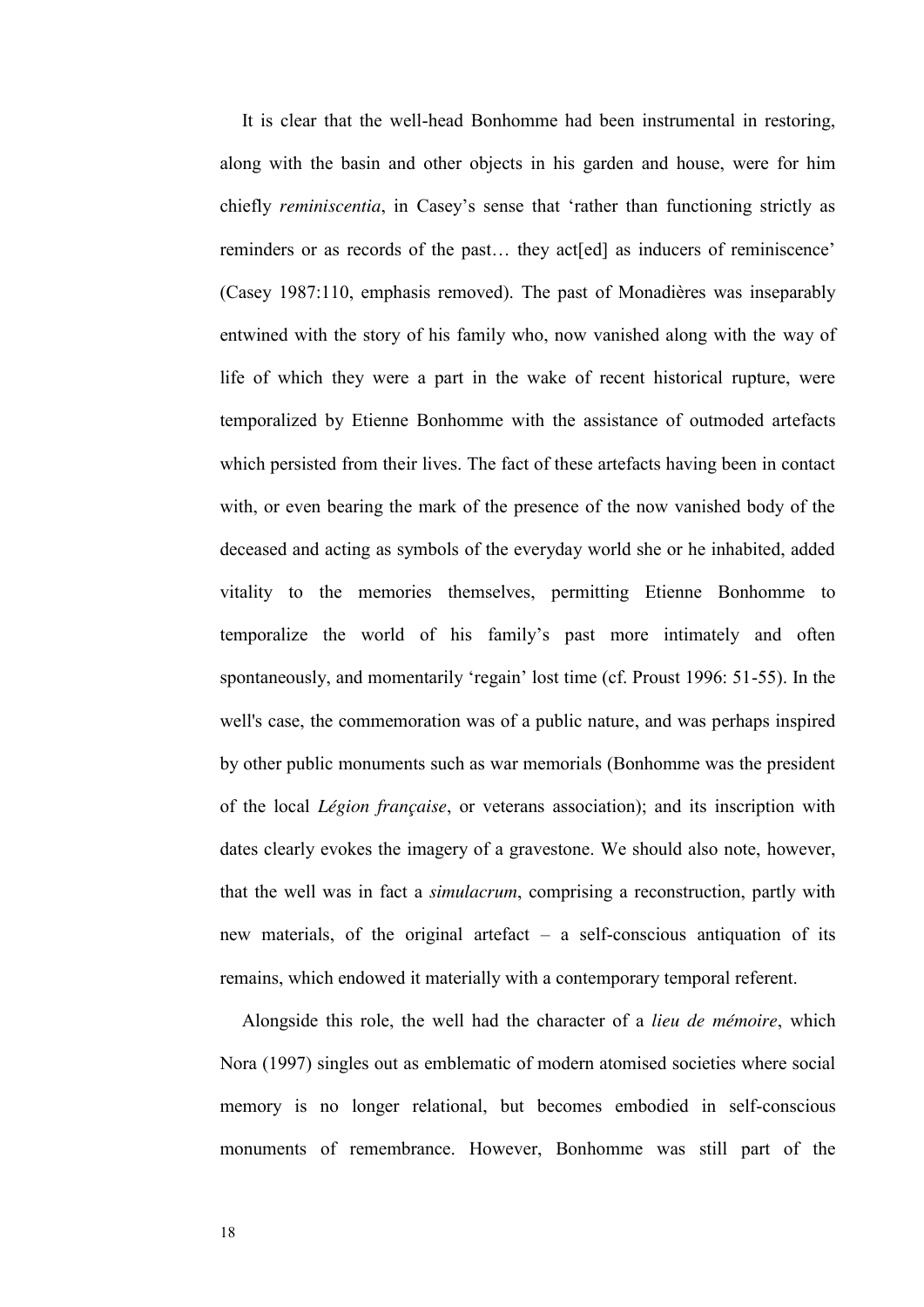It is clear that the well-head Bonhomme had been instrumental in restoring, along with the basin and other objects in his garden and house, were for him chiefly *reminiscentia*, in Casey's sense that 'rather than functioning strictly as reminders or as records of the past… they act[ed] as inducers of reminiscence' (Casey 1987:110, emphasis removed). The past of Monadières was inseparably entwined with the story of his family who, now vanished along with the way of life of which they were a part in the wake of recent historical rupture, were temporalized by Etienne Bonhomme with the assistance of outmoded artefacts which persisted from their lives. The fact of these artefacts having been in contact with, or even bearing the mark of the presence of the now vanished body of the deceased and acting as symbols of the everyday world she or he inhabited, added vitality to the memories themselves, permitting Etienne Bonhomme to temporalize the world of his family's past more intimately and often spontaneously, and momentarily 'regain' lost time (cf. Proust 1996: 51-55). In the well's case, the commemoration was of a public nature, and was perhaps inspired by other public monuments such as war memorials (Bonhomme was the president of the local *Légion française*, or veterans association); and its inscription with dates clearly evokes the imagery of a gravestone. We should also note, however, that the well was in fact a *simulacrum*, comprising a reconstruction, partly with new materials, of the original artefact – a self-conscious antiquation of its remains, which endowed it materially with a contemporary temporal referent.

Alongside this role, the well had the character of a *lieu de mémoire*, which Nora (1997) singles out as emblematic of modern atomised societies where social memory is no longer relational, but becomes embodied in self-conscious monuments of remembrance. However, Bonhomme was still part of the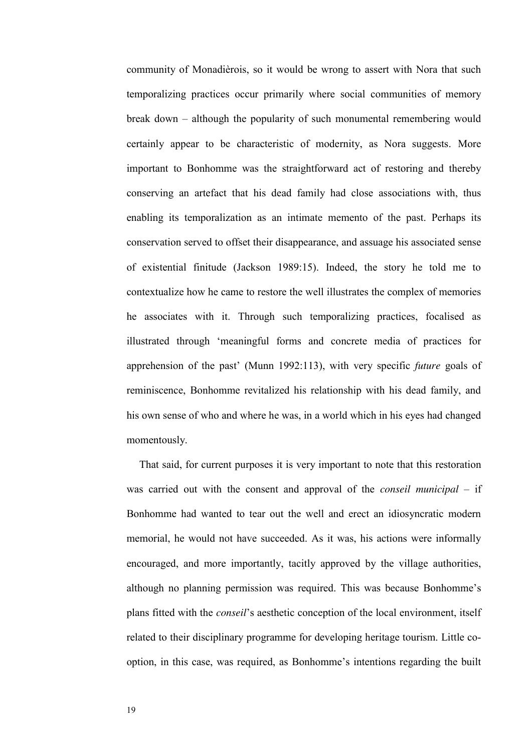community of Monadièrois, so it would be wrong to assert with Nora that such temporalizing practices occur primarily where social communities of memory break down – although the popularity of such monumental remembering would certainly appear to be characteristic of modernity, as Nora suggests. More important to Bonhomme was the straightforward act of restoring and thereby conserving an artefact that his dead family had close associations with, thus enabling its temporalization as an intimate memento of the past. Perhaps its conservation served to offset their disappearance, and assuage his associated sense of existential finitude (Jackson 1989:15). Indeed, the story he told me to contextualize how he came to restore the well illustrates the complex of memories he associates with it. Through such temporalizing practices, focalised as illustrated through 'meaningful forms and concrete media of practices for apprehension of the past' (Munn 1992:113), with very specific *future* goals of reminiscence, Bonhomme revitalized his relationship with his dead family, and his own sense of who and where he was, in a world which in his eyes had changed momentously.

That said, for current purposes it is very important to note that this restoration was carried out with the consent and approval of the *conseil municipal* – if Bonhomme had wanted to tear out the well and erect an idiosyncratic modern memorial, he would not have succeeded. As it was, his actions were informally encouraged, and more importantly, tacitly approved by the village authorities, although no planning permission was required. This was because Bonhomme's plans fitted with the *conseil*'s aesthetic conception of the local environment, itself related to their disciplinary programme for developing heritage tourism. Little co-option, in this case, was required, as Bonhomme's intentions regarding the built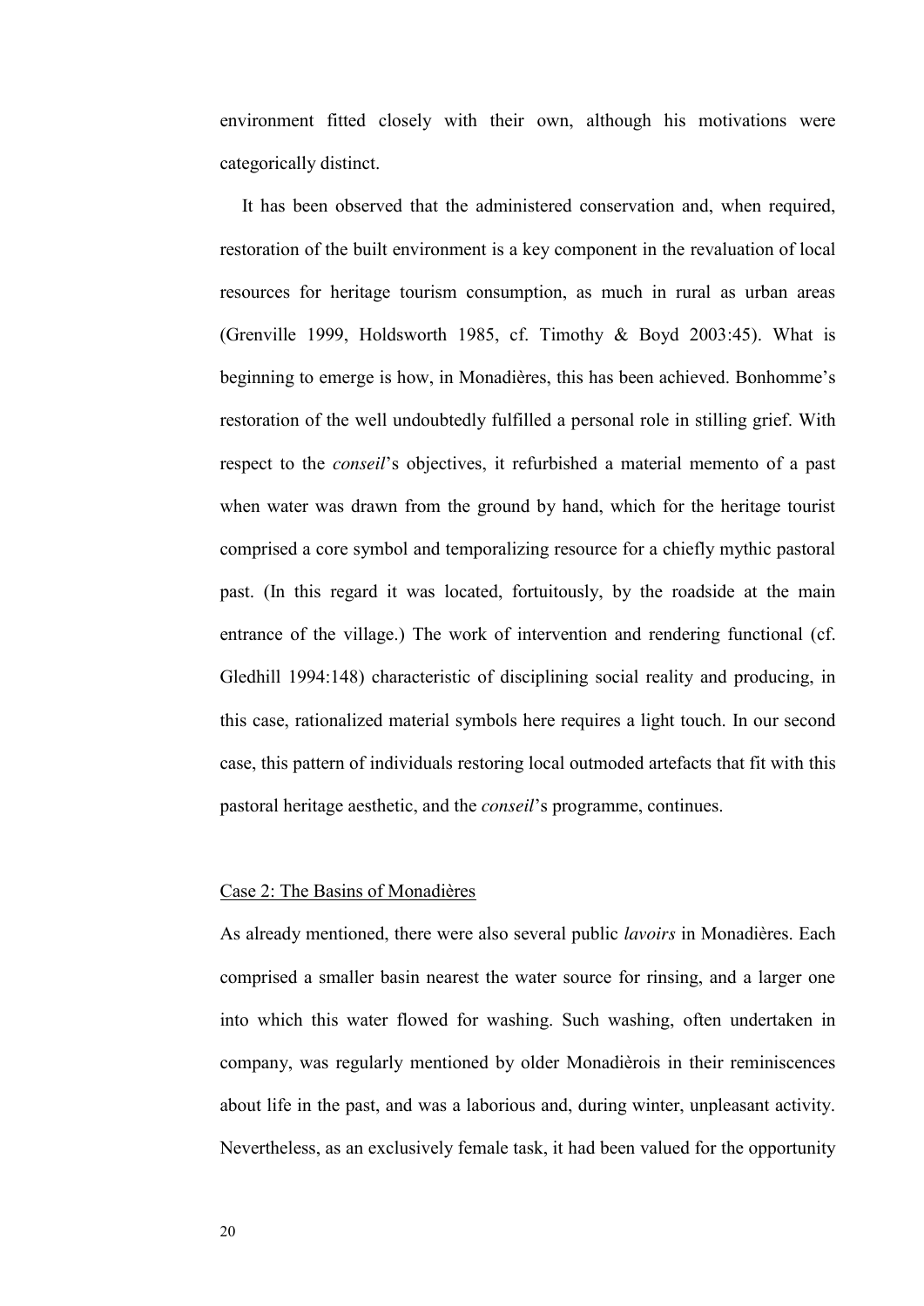environment fitted closely with their own, although his motivations were categorically distinct.

It has been observed that the administered conservation and, when required, restoration of the built environment is a key component in the revaluation of local resources for heritage tourism consumption, as much in rural as urban areas (Grenville 1999, Holdsworth 1985, cf. Timothy & Boyd 2003:45). What is beginning to emerge is how, in Monadières, this has been achieved. Bonhomme's restoration of the well undoubtedly fulfilled a personal role in stilling grief. With respect to the *conseil*'s objectives, it refurbished a material memento of a past when water was drawn from the ground by hand, which for the heritage tourist comprised a core symbol and temporalizing resource for a chiefly mythic pastoral past. (In this regard it was located, fortuitously, by the roadside at the main entrance of the village.) The work of intervention and rendering functional (cf. Gledhill 1994:148) characteristic of disciplining social reality and producing, in this case, rationalized material symbols here requires a light touch. In our second case, this pattern of individuals restoring local outmoded artefacts that fit with this pastoral heritage aesthetic, and the *conseil*'s programme, continues.

## Case 2: The Basins of Monadières

As already mentioned, there were also several public *lavoirs* in Monadières. Each comprised a smaller basin nearest the water source for rinsing, and a larger one into which this water flowed for washing. Such washing, often undertaken in company, was regularly mentioned by older Monadièrois in their reminiscences about life in the past, and was a laborious and, during winter, unpleasant activity. Nevertheless, as an exclusively female task, it had been valued for the opportunity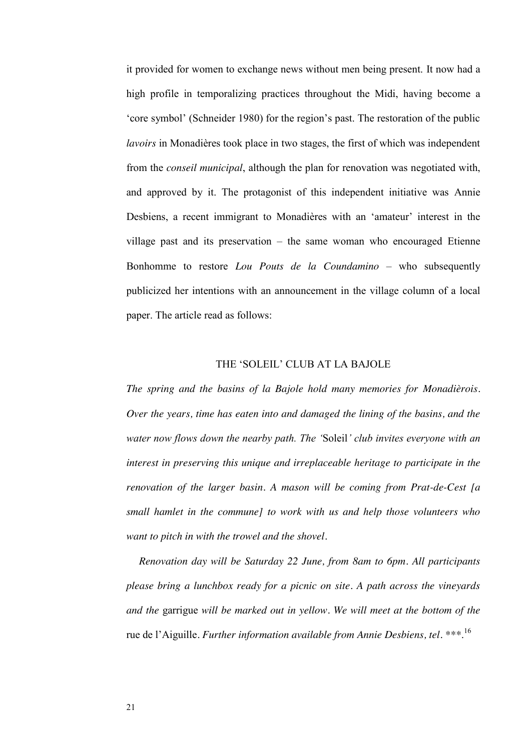it provided for women to exchange news without men being present. It now had a high profile in temporalizing practices throughout the Midi, having become a 'core symbol' (Schneider 1980) for the region's past. The restoration of the public *lavoirs* in Monadières took place in two stages, the first of which was independent from the *conseil municipal*, although the plan for renovation was negotiated with, and approved by it. The protagonist of this independent initiative was Annie Desbiens, a recent immigrant to Monadières with an 'amateur' interest in the village past and its preservation – the same woman who encouraged Etienne Bonhomme to restore *Lou Pouts de la Coundamino* – who subsequently publicized her intentions with an announcement in the village column of a local paper. The article read as follows:

THE 'SOLEIL' CLUB AT LA BAJOLE

*The spring and the basins of la Bajole hold many memories for Monadièrois. Over the years, time has eaten into and damaged the lining of the basins, and the water now flows down the nearby path. The '*Soleil*' club invites everyone with an interest in preserving this unique and irreplaceable heritage to participate in the renovation of the larger basin. A mason will be coming from Prat-de-Cest [a small hamlet in the commune] to work with us and help those volunteers who want to pitch in with the trowel and the shovel.*

*Renovation day will be Saturday 22 June, from 8am to 6pm. All participants please bring a lunchbox ready for a picnic on site. A path across the vineyards and the* garrigue *will be marked out in yellow. We will meet at the bottom of the* rue de l'Aiguille. *Further information available from Annie Desbiens, tel. ***.*[16]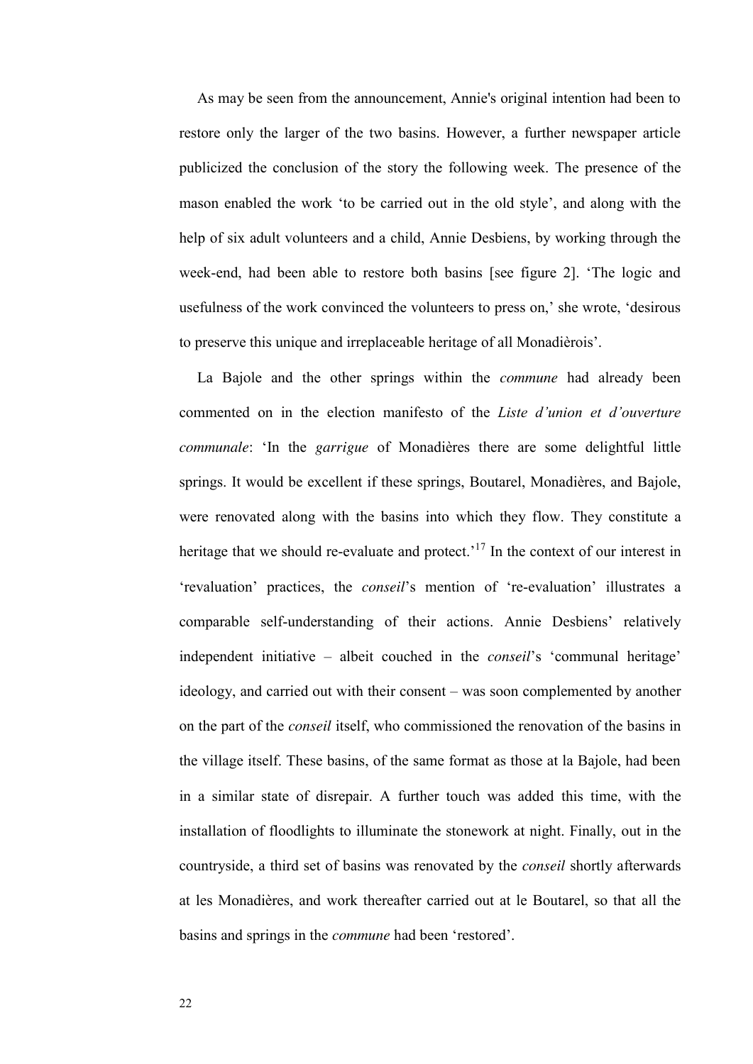As may be seen from the announcement, Annie's original intention had been to restore only the larger of the two basins. However, a further newspaper article publicized the conclusion of the story the following week. The presence of the mason enabled the work 'to be carried out in the old style', and along with the help of six adult volunteers and a child, Annie Desbiens, by working through the week-end, had been able to restore both basins [see figure 2]. 'The logic and usefulness of the work convinced the volunteers to press on,' she wrote, 'desirous to preserve this unique and irreplaceable heritage of all Monadièrois'.

La Bajole and the other springs within the *commune* had already been commented on in the election manifesto of the *Liste d'union et d'ouverture communale*: 'In the *garrigue* of Monadières there are some delightful little springs. It would be excellent if these springs, Boutarel, Monadières, and Bajole, were renovated along with the basins into which they flow. They constitute a heritage that we should re-evaluate and protect.'[17] In the context of our interest in 'revaluation' practices, the *conseil*'s mention of 're-evaluation' illustrates a comparable self-understanding of their actions. Annie Desbiens' relatively independent initiative – albeit couched in the *conseil*'s 'communal heritage' ideology, and carried out with their consent – was soon complemented by another on the part of the *conseil* itself, who commissioned the renovation of the basins in the village itself. These basins, of the same format as those at la Bajole, had been in a similar state of disrepair. A further touch was added this time, with the installation of floodlights to illuminate the stonework at night. Finally, out in the countryside, a third set of basins was renovated by the *conseil* shortly afterwards at les Monadières, and work thereafter carried out at le Boutarel, so that all the basins and springs in the *commune* had been 'restored'.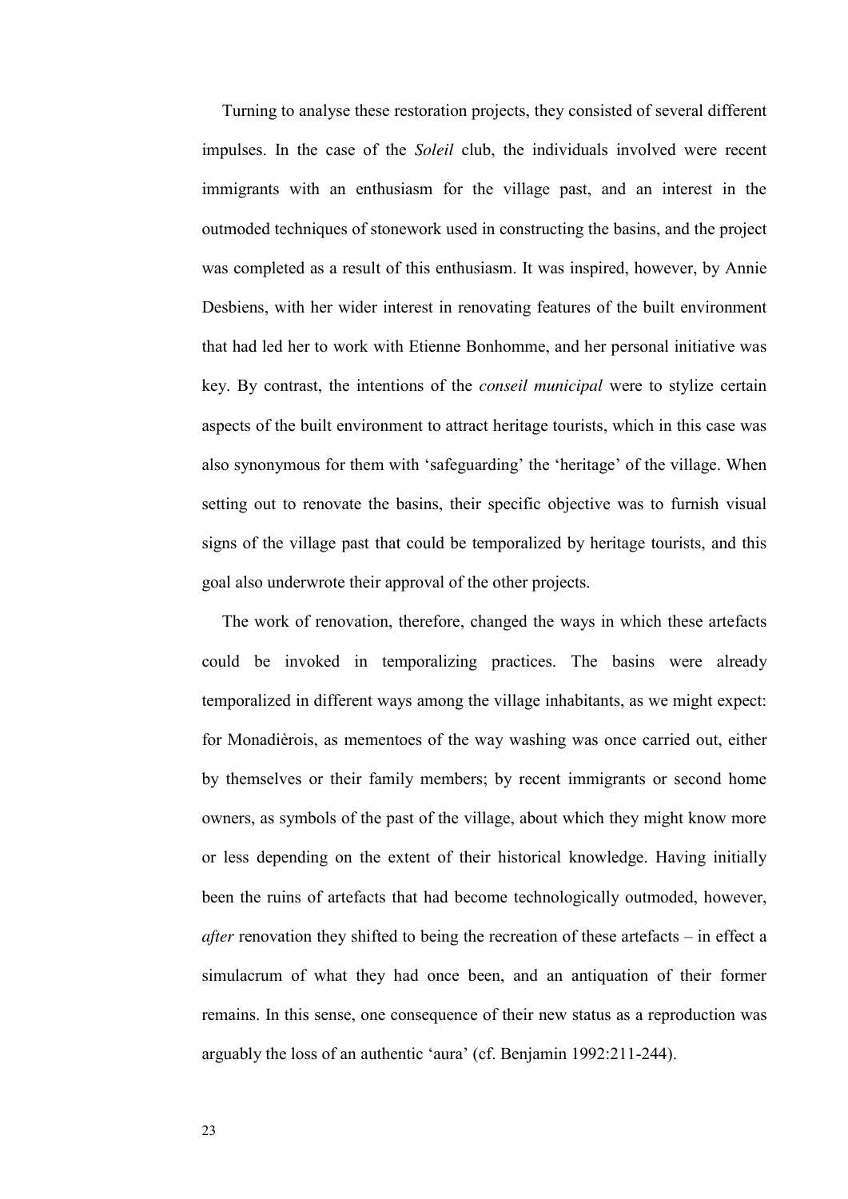Turning to analyse these restoration projects, they consisted of several different impulses. In the case of the *Soleil* club, the individuals involved were recent immigrants with an enthusiasm for the village past, and an interest in the outmoded techniques of stonework used in constructing the basins, and the project was completed as a result of this enthusiasm. It was inspired, however, by Annie Desbiens, with her wider interest in renovating features of the built environment that had led her to work with Etienne Bonhomme, and her personal initiative was key. By contrast, the intentions of the *conseil municipal* were to stylize certain aspects of the built environment to attract heritage tourists, which in this case was also synonymous for them with 'safeguarding' the 'heritage' of the village. When setting out to renovate the basins, their specific objective was to furnish visual signs of the village past that could be temporalized by heritage tourists, and this goal also underwrote their approval of the other projects.

The work of renovation, therefore, changed the ways in which these artefacts could be invoked in temporalizing practices. The basins were already temporalized in different ways among the village inhabitants, as we might expect: for Monadièrois, as mementoes of the way washing was once carried out, either by themselves or their family members; by recent immigrants or second home owners, as symbols of the past of the village, about which they might know more or less depending on the extent of their historical knowledge. Having initially been the ruins of artefacts that had become technologically outmoded, however, *after* renovation they shifted to being the recreation of these artefacts – in effect a simulacrum of what they had once been, and an antiquation of their former remains. In this sense, one consequence of their new status as a reproduction was arguably the loss of an authentic 'aura' (cf. Benjamin 1992:211-244).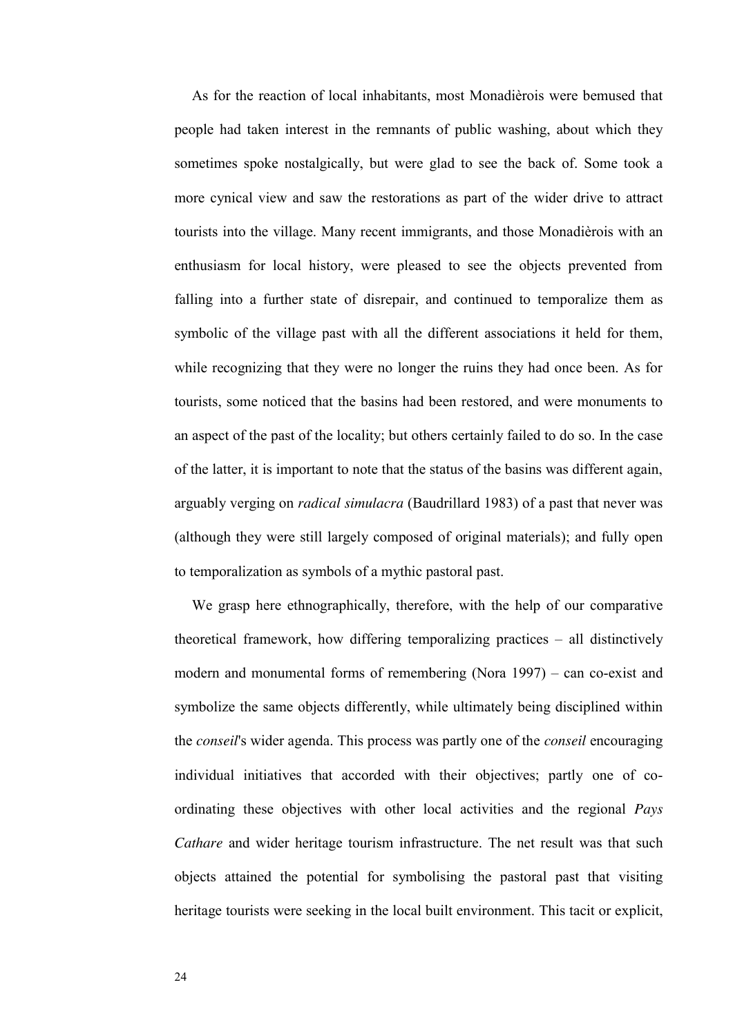As for the reaction of local inhabitants, most Monadièrois were bemused that people had taken interest in the remnants of public washing, about which they sometimes spoke nostalgically, but were glad to see the back of. Some took a more cynical view and saw the restorations as part of the wider drive to attract tourists into the village. Many recent immigrants, and those Monadièrois with an enthusiasm for local history, were pleased to see the objects prevented from falling into a further state of disrepair, and continued to temporalize them as symbolic of the village past with all the different associations it held for them, while recognizing that they were no longer the ruins they had once been. As for tourists, some noticed that the basins had been restored, and were monuments to an aspect of the past of the locality; but others certainly failed to do so. In the case of the latter, it is important to note that the status of the basins was different again, arguably verging on *radical simulacra* (Baudrillard 1983) of a past that never was (although they were still largely composed of original materials); and fully open to temporalization as symbols of a mythic pastoral past.

We grasp here ethnographically, therefore, with the help of our comparative theoretical framework, how differing temporalizing practices – all distinctively modern and monumental forms of remembering (Nora 1997) – can co-exist and symbolize the same objects differently, while ultimately being disciplined within the *conseil*'s wider agenda. This process was partly one of the *conseil* encouraging individual initiatives that accorded with their objectives; partly one of co-ordinating these objectives with other local activities and the regional *Pays Cathare* and wider heritage tourism infrastructure. The net result was that such objects attained the potential for symbolising the pastoral past that visiting heritage tourists were seeking in the local built environment. This tacit or explicit,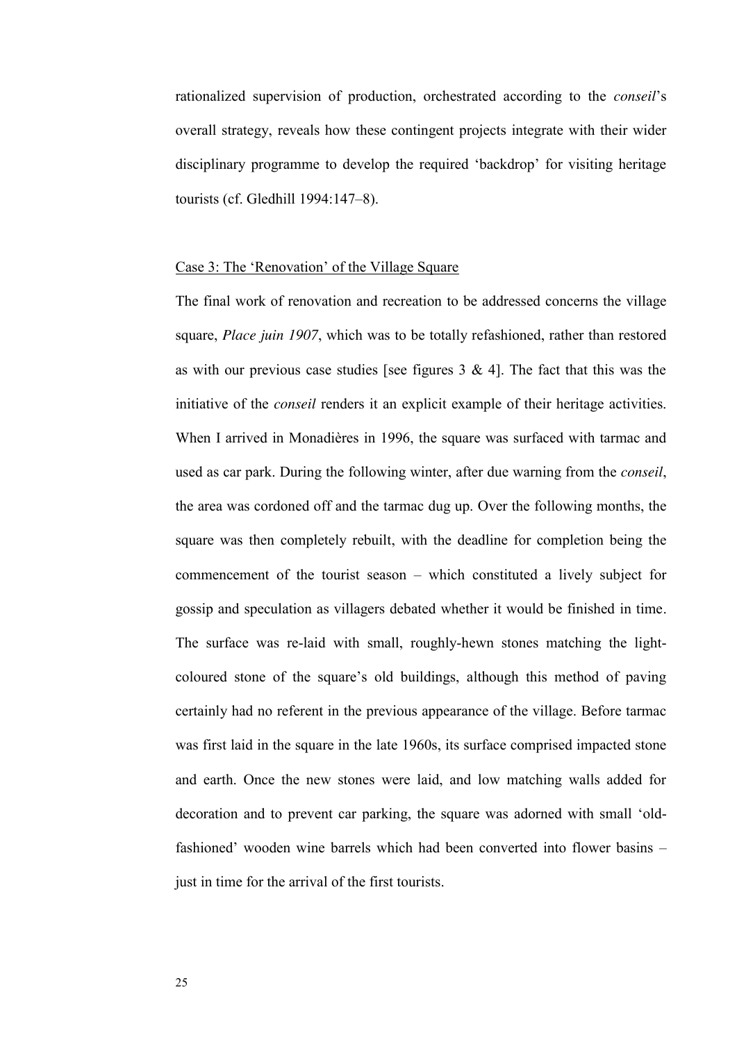rationalized supervision of production, orchestrated according to the *conseil*'s overall strategy, reveals how these contingent projects integrate with their wider disciplinary programme to develop the required 'backdrop' for visiting heritage tourists (cf. Gledhill 1994:147–8).

Case 3: The 'Renovation' of the Village Square

The final work of renovation and recreation to be addressed concerns the village square, *Place juin 1907*, which was to be totally refashioned, rather than restored as with our previous case studies [see figures 3 & 4]. The fact that this was the initiative of the *conseil* renders it an explicit example of their heritage activities. When I arrived in Monadières in 1996, the square was surfaced with tarmac and used as car park. During the following winter, after due warning from the *conseil*, the area was cordoned off and the tarmac dug up. Over the following months, the square was then completely rebuilt, with the deadline for completion being the commencement of the tourist season – which constituted a lively subject for gossip and speculation as villagers debated whether it would be finished in time. The surface was re-laid with small, roughly-hewn stones matching the light-coloured stone of the square's old buildings, although this method of paving certainly had no referent in the previous appearance of the village. Before tarmac was first laid in the square in the late 1960s, its surface comprised impacted stone and earth. Once the new stones were laid, and low matching walls added for decoration and to prevent car parking, the square was adorned with small 'old-fashioned' wooden wine barrels which had been converted into flower basins – just in time for the arrival of the first tourists.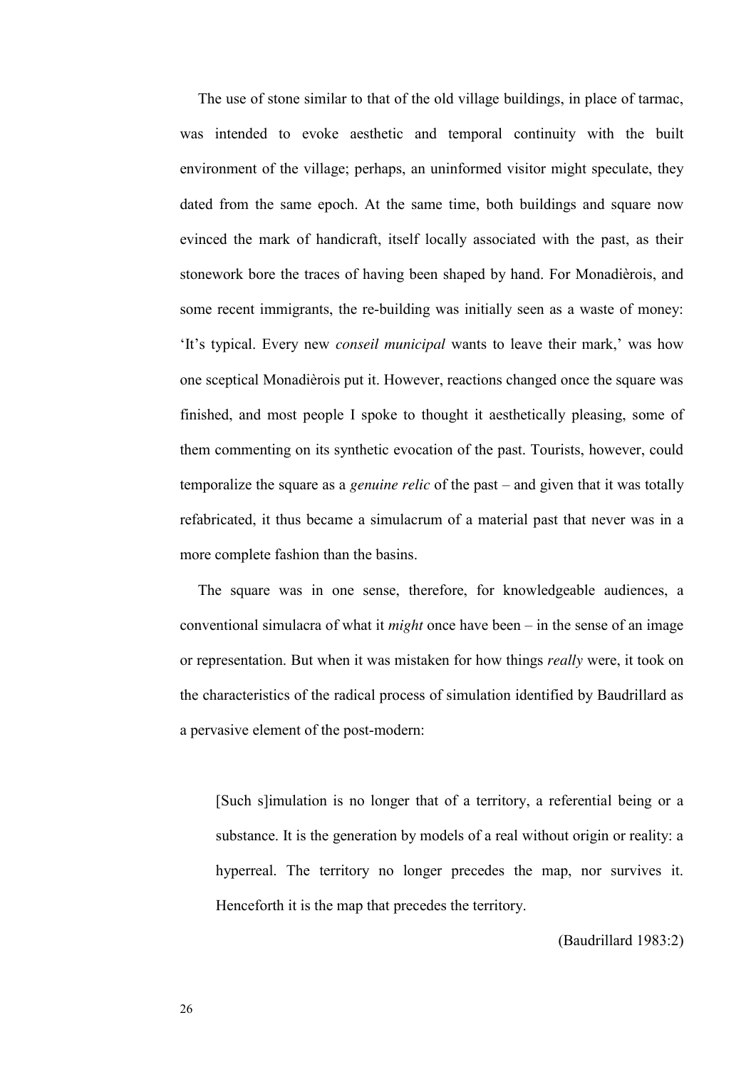The use of stone similar to that of the old village buildings, in place of tarmac, was intended to evoke aesthetic and temporal continuity with the built environment of the village; perhaps, an uninformed visitor might speculate, they dated from the same epoch. At the same time, both buildings and square now evinced the mark of handicraft, itself locally associated with the past, as their stonework bore the traces of having been shaped by hand. For Monadièrois, and some recent immigrants, the re-building was initially seen as a waste of money: 'It's typical. Every new *conseil municipal* wants to leave their mark,' was how one sceptical Monadièrois put it. However, reactions changed once the square was finished, and most people I spoke to thought it aesthetically pleasing, some of them commenting on its synthetic evocation of the past. Tourists, however, could temporalize the square as a *genuine relic* of the past – and given that it was totally refabricated, it thus became a simulacrum of a material past that never was in a more complete fashion than the basins.

The square was in one sense, therefore, for knowledgeable audiences, a conventional simulacra of what it *might* once have been – in the sense of an image or representation. But when it was mistaken for how things *really* were, it took on the characteristics of the radical process of simulation identified by Baudrillard as a pervasive element of the post-modern:

> [Such s]imulation is no longer that of a territory, a referential being or a substance. It is the generation by models of a real without origin or reality: a hyperreal. The territory no longer precedes the map, nor survives it. Henceforth it is the map that precedes the territory.
>
> (Baudrillard 1983:2)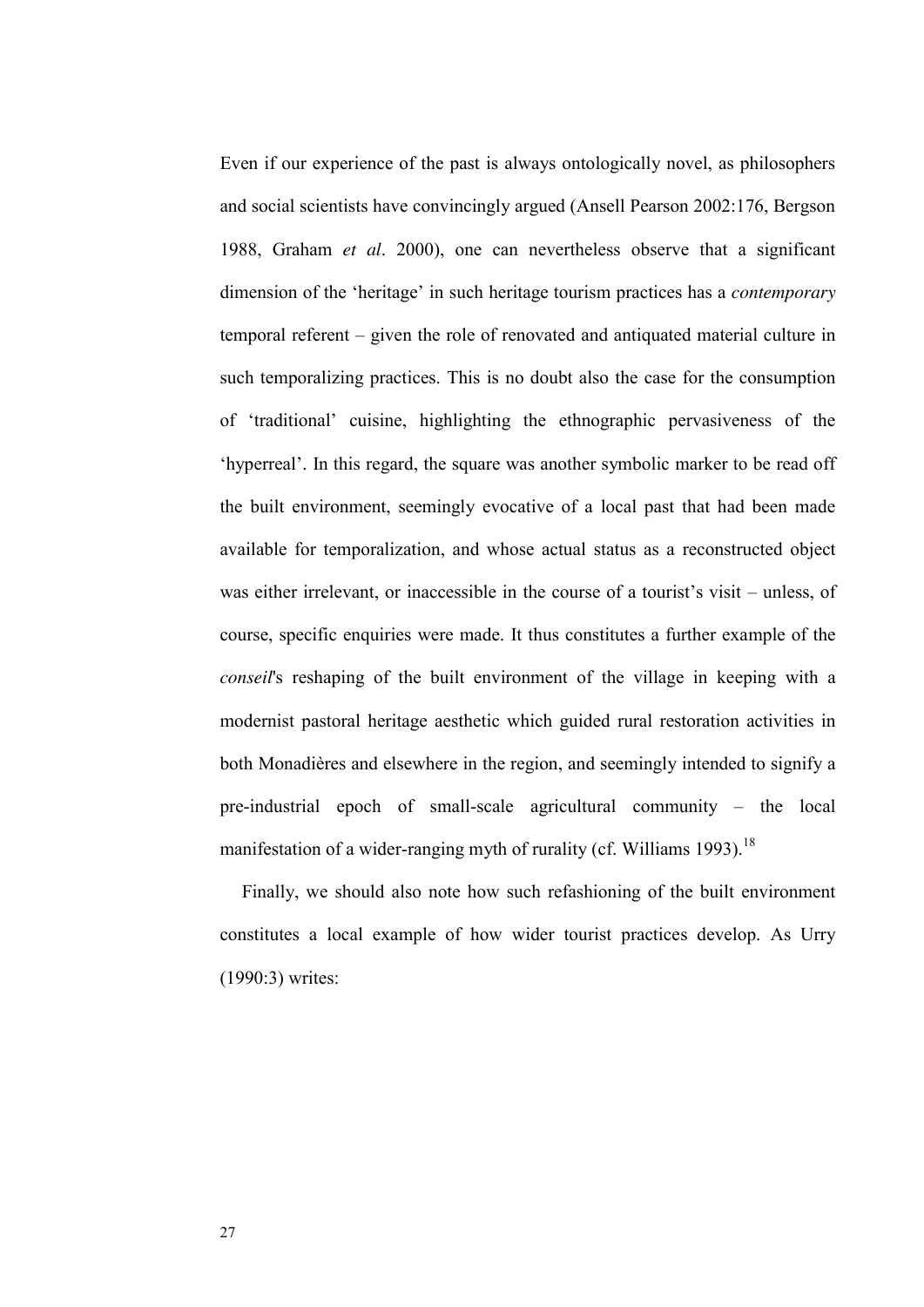Even if our experience of the past is always ontologically novel, as philosophers and social scientists have convincingly argued (Ansell Pearson 2002:176, Bergson 1988, Graham *et al*. 2000), one can nevertheless observe that a significant dimension of the 'heritage' in such heritage tourism practices has a *contemporary* temporal referent – given the role of renovated and antiquated material culture in such temporalizing practices. This is no doubt also the case for the consumption of 'traditional' cuisine, highlighting the ethnographic pervasiveness of the 'hyperreal'. In this regard, the square was another symbolic marker to be read off the built environment, seemingly evocative of a local past that had been made available for temporalization, and whose actual status as a reconstructed object was either irrelevant, or inaccessible in the course of a tourist's visit – unless, of course, specific enquiries were made. It thus constitutes a further example of the *conseil*'s reshaping of the built environment of the village in keeping with a modernist pastoral heritage aesthetic which guided rural restoration activities in both Monadières and elsewhere in the region, and seemingly intended to signify a pre-industrial epoch of small-scale agricultural community – the local manifestation of a wider-ranging myth of rurality (cf. Williams 1993).[18]

Finally, we should also note how such refashioning of the built environment constitutes a local example of how wider tourist practices develop. As Urry (1990:3) writes: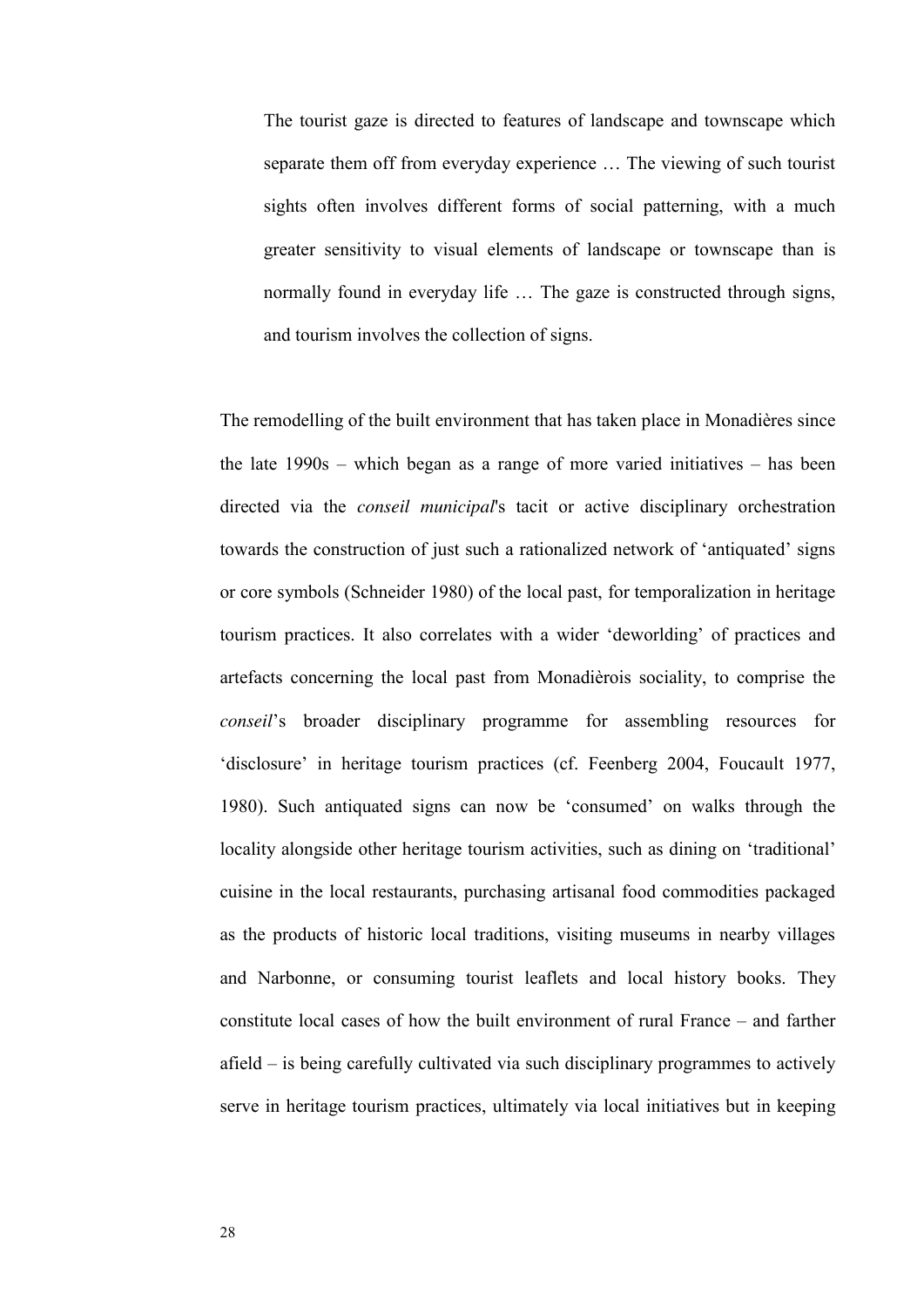> The tourist gaze is directed to features of landscape and townscape which separate them off from everyday experience … The viewing of such tourist sights often involves different forms of social patterning, with a much greater sensitivity to visual elements of landscape or townscape than is normally found in everyday life … The gaze is constructed through signs, and tourism involves the collection of signs.

The remodelling of the built environment that has taken place in Monadières since the late 1990s – which began as a range of more varied initiatives – has been directed via the *conseil municipal*'s tacit or active disciplinary orchestration towards the construction of just such a rationalized network of 'antiquated' signs or core symbols (Schneider 1980) of the local past, for temporalization in heritage tourism practices. It also correlates with a wider 'deworlding' of practices and artefacts concerning the local past from Monadièrois sociality, to comprise the *conseil*'s broader disciplinary programme for assembling resources for 'disclosure' in heritage tourism practices (cf. Feenberg 2004, Foucault 1977, 1980). Such antiquated signs can now be 'consumed' on walks through the locality alongside other heritage tourism activities, such as dining on 'traditional' cuisine in the local restaurants, purchasing artisanal food commodities packaged as the products of historic local traditions, visiting museums in nearby villages and Narbonne, or consuming tourist leaflets and local history books. They constitute local cases of how the built environment of rural France – and farther afield – is being carefully cultivated via such disciplinary programmes to actively serve in heritage tourism practices, ultimately via local initiatives but in keeping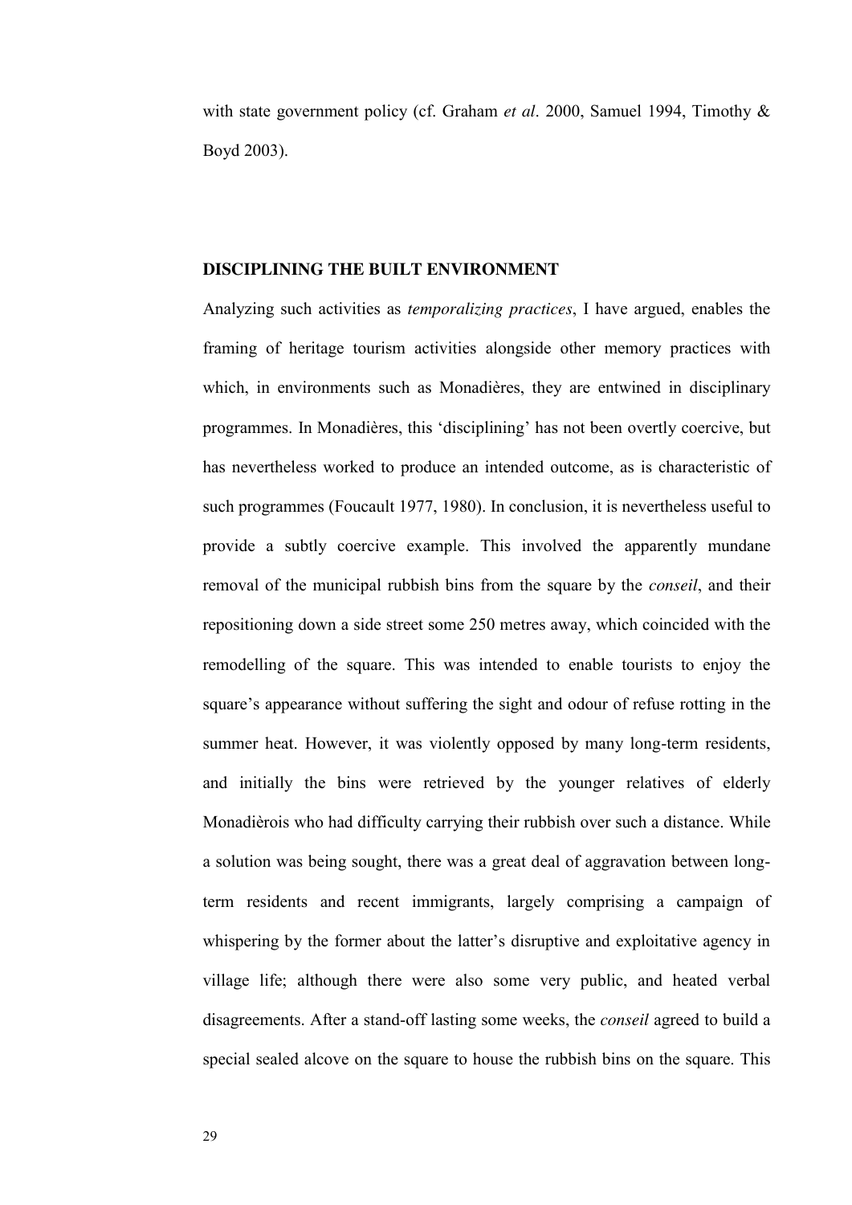with state government policy (cf. Graham *et al*. 2000, Samuel 1994, Timothy & Boyd 2003).

## DISCIPLINING THE BUILT ENVIRONMENT

Analyzing such activities as *temporalizing practices*, I have argued, enables the framing of heritage tourism activities alongside other memory practices with which, in environments such as Monadières, they are entwined in disciplinary programmes. In Monadières, this 'disciplining' has not been overtly coercive, but has nevertheless worked to produce an intended outcome, as is characteristic of such programmes (Foucault 1977, 1980). In conclusion, it is nevertheless useful to provide a subtly coercive example. This involved the apparently mundane removal of the municipal rubbish bins from the square by the *conseil*, and their repositioning down a side street some 250 metres away, which coincided with the remodelling of the square. This was intended to enable tourists to enjoy the square's appearance without suffering the sight and odour of refuse rotting in the summer heat. However, it was violently opposed by many long-term residents, and initially the bins were retrieved by the younger relatives of elderly Monadièrois who had difficulty carrying their rubbish over such a distance. While a solution was being sought, there was a great deal of aggravation between long-term residents and recent immigrants, largely comprising a campaign of whispering by the former about the latter's disruptive and exploitative agency in village life; although there were also some very public, and heated verbal disagreements. After a stand-off lasting some weeks, the *conseil* agreed to build a special sealed alcove on the square to house the rubbish bins on the square. This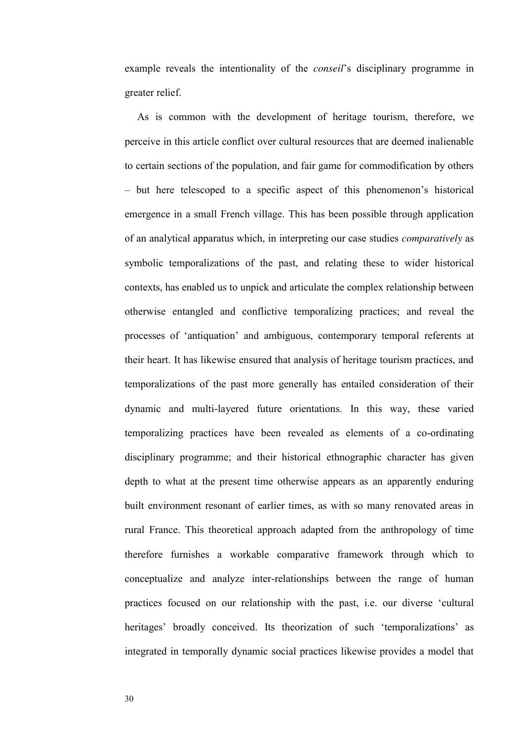example reveals the intentionality of the *conseil*'s disciplinary programme in greater relief.

As is common with the development of heritage tourism, therefore, we perceive in this article conflict over cultural resources that are deemed inalienable to certain sections of the population, and fair game for commodification by others – but here telescoped to a specific aspect of this phenomenon's historical emergence in a small French village. This has been possible through application of an analytical apparatus which, in interpreting our case studies *comparatively* as symbolic temporalizations of the past, and relating these to wider historical contexts, has enabled us to unpick and articulate the complex relationship between otherwise entangled and conflictive temporalizing practices; and reveal the processes of 'antiquation' and ambiguous, contemporary temporal referents at their heart. It has likewise ensured that analysis of heritage tourism practices, and temporalizations of the past more generally has entailed consideration of their dynamic and multi-layered future orientations. In this way, these varied temporalizing practices have been revealed as elements of a co-ordinating disciplinary programme; and their historical ethnographic character has given depth to what at the present time otherwise appears as an apparently enduring built environment resonant of earlier times, as with so many renovated areas in rural France. This theoretical approach adapted from the anthropology of time therefore furnishes a workable comparative framework through which to conceptualize and analyze inter-relationships between the range of human practices focused on our relationship with the past, i.e. our diverse 'cultural heritages' broadly conceived. Its theorization of such 'temporalizations' as integrated in temporally dynamic social practices likewise provides a model that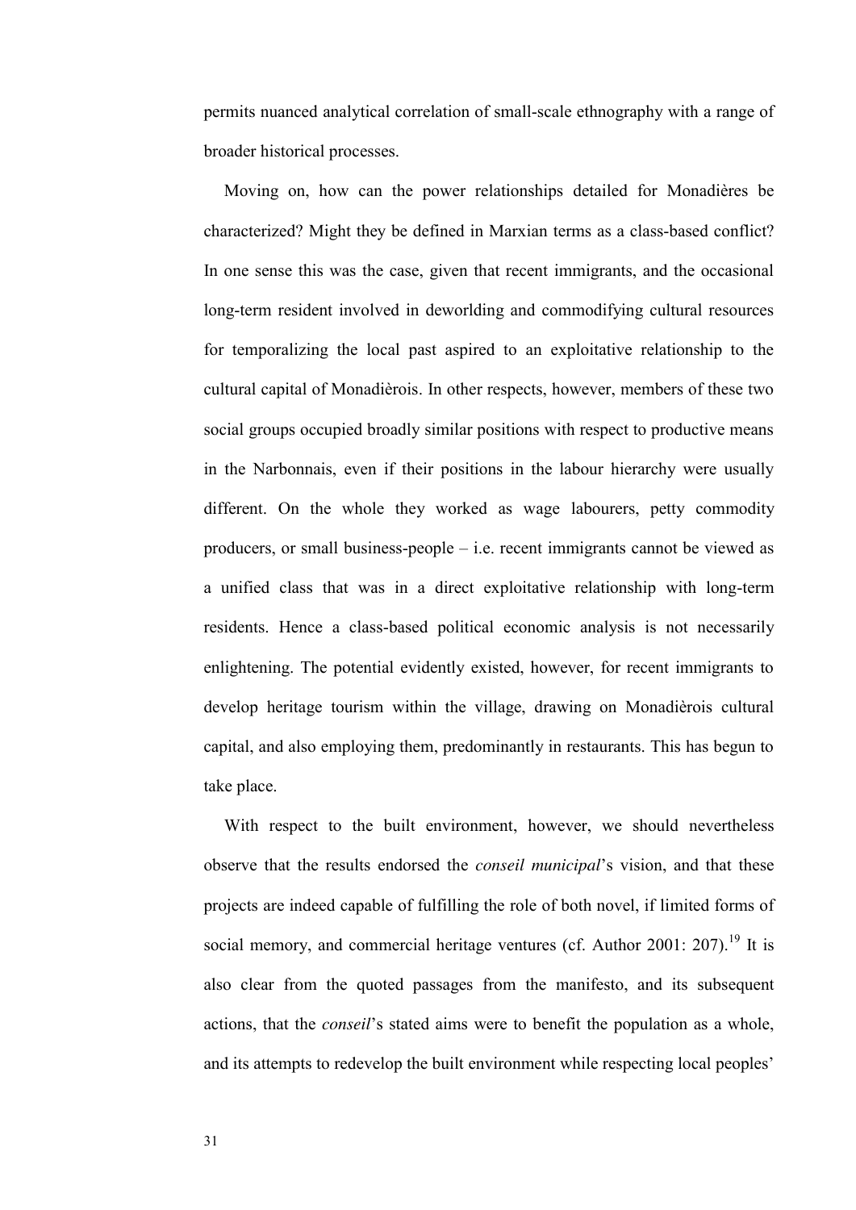permits nuanced analytical correlation of small-scale ethnography with a range of broader historical processes.

Moving on, how can the power relationships detailed for Monadières be characterized? Might they be defined in Marxian terms as a class-based conflict? In one sense this was the case, given that recent immigrants, and the occasional long-term resident involved in deworlding and commodifying cultural resources for temporalizing the local past aspired to an exploitative relationship to the cultural capital of Monadièrois. In other respects, however, members of these two social groups occupied broadly similar positions with respect to productive means in the Narbonnais, even if their positions in the labour hierarchy were usually different. On the whole they worked as wage labourers, petty commodity producers, or small business-people – i.e. recent immigrants cannot be viewed as a unified class that was in a direct exploitative relationship with long-term residents. Hence a class-based political economic analysis is not necessarily enlightening. The potential evidently existed, however, for recent immigrants to develop heritage tourism within the village, drawing on Monadièrois cultural capital, and also employing them, predominantly in restaurants. This has begun to take place.

With respect to the built environment, however, we should nevertheless observe that the results endorsed the *conseil municipal*'s vision, and that these projects are indeed capable of fulfilling the role of both novel, if limited forms of social memory, and commercial heritage ventures (cf. Author 2001: 207).[19] It is also clear from the quoted passages from the manifesto, and its subsequent actions, that the *conseil*'s stated aims were to benefit the population as a whole, and its attempts to redevelop the built environment while respecting local peoples'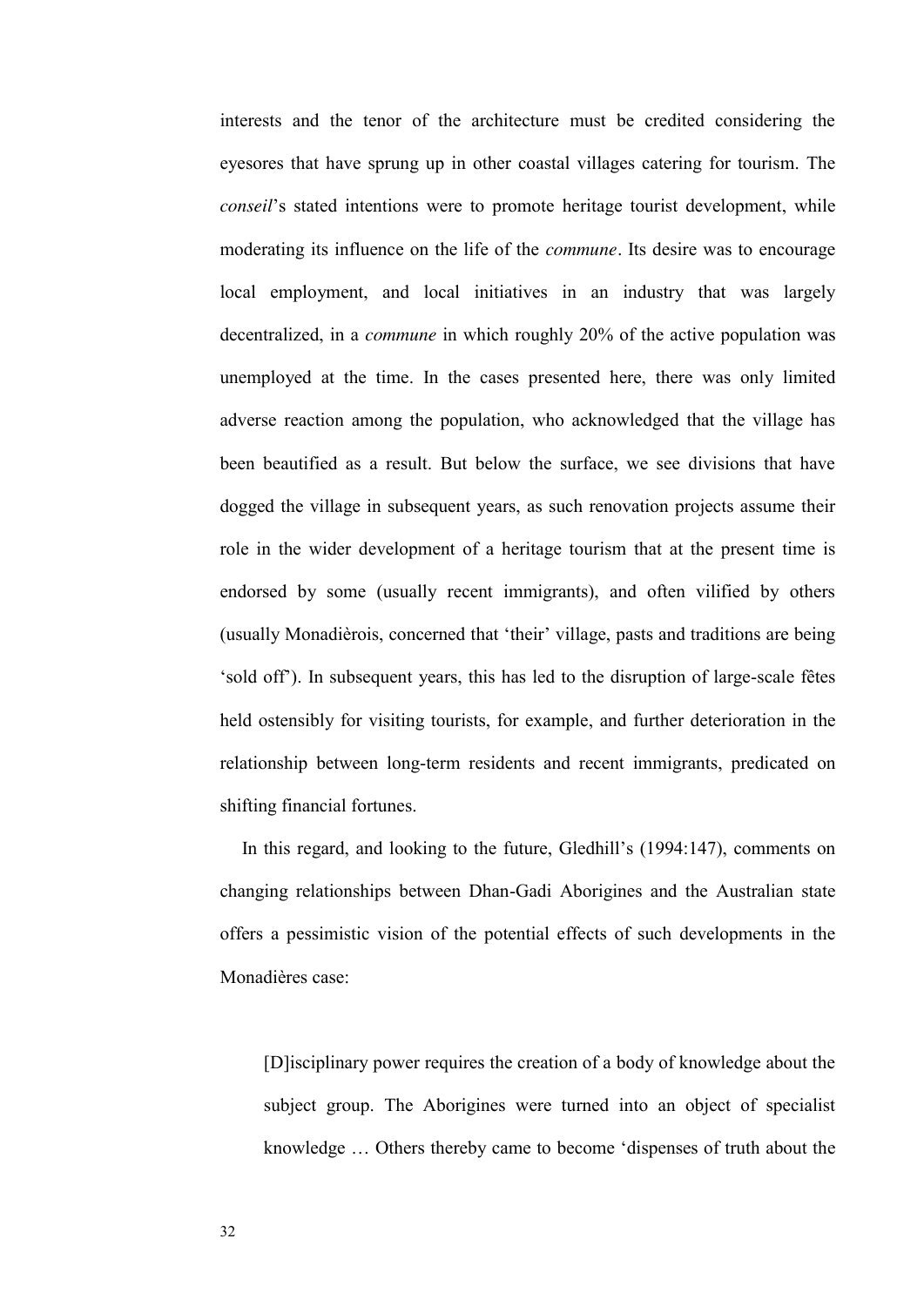interests and the tenor of the architecture must be credited considering the eyesores that have sprung up in other coastal villages catering for tourism. The *conseil*'s stated intentions were to promote heritage tourist development, while moderating its influence on the life of the *commune*. Its desire was to encourage local employment, and local initiatives in an industry that was largely decentralized, in a *commune* in which roughly 20% of the active population was unemployed at the time. In the cases presented here, there was only limited adverse reaction among the population, who acknowledged that the village has been beautified as a result. But below the surface, we see divisions that have dogged the village in subsequent years, as such renovation projects assume their role in the wider development of a heritage tourism that at the present time is endorsed by some (usually recent immigrants), and often vilified by others (usually Monadièrois, concerned that 'their' village, pasts and traditions are being 'sold off'). In subsequent years, this has led to the disruption of large-scale fêtes held ostensibly for visiting tourists, for example, and further deterioration in the relationship between long-term residents and recent immigrants, predicated on shifting financial fortunes.

In this regard, and looking to the future, Gledhill's (1994:147), comments on changing relationships between Dhan-Gadi Aborigines and the Australian state offers a pessimistic vision of the potential effects of such developments in the Monadières case:

> [D]isciplinary power requires the creation of a body of knowledge about the subject group. The Aborigines were turned into an object of specialist knowledge … Others thereby came to become 'dispenses of truth about the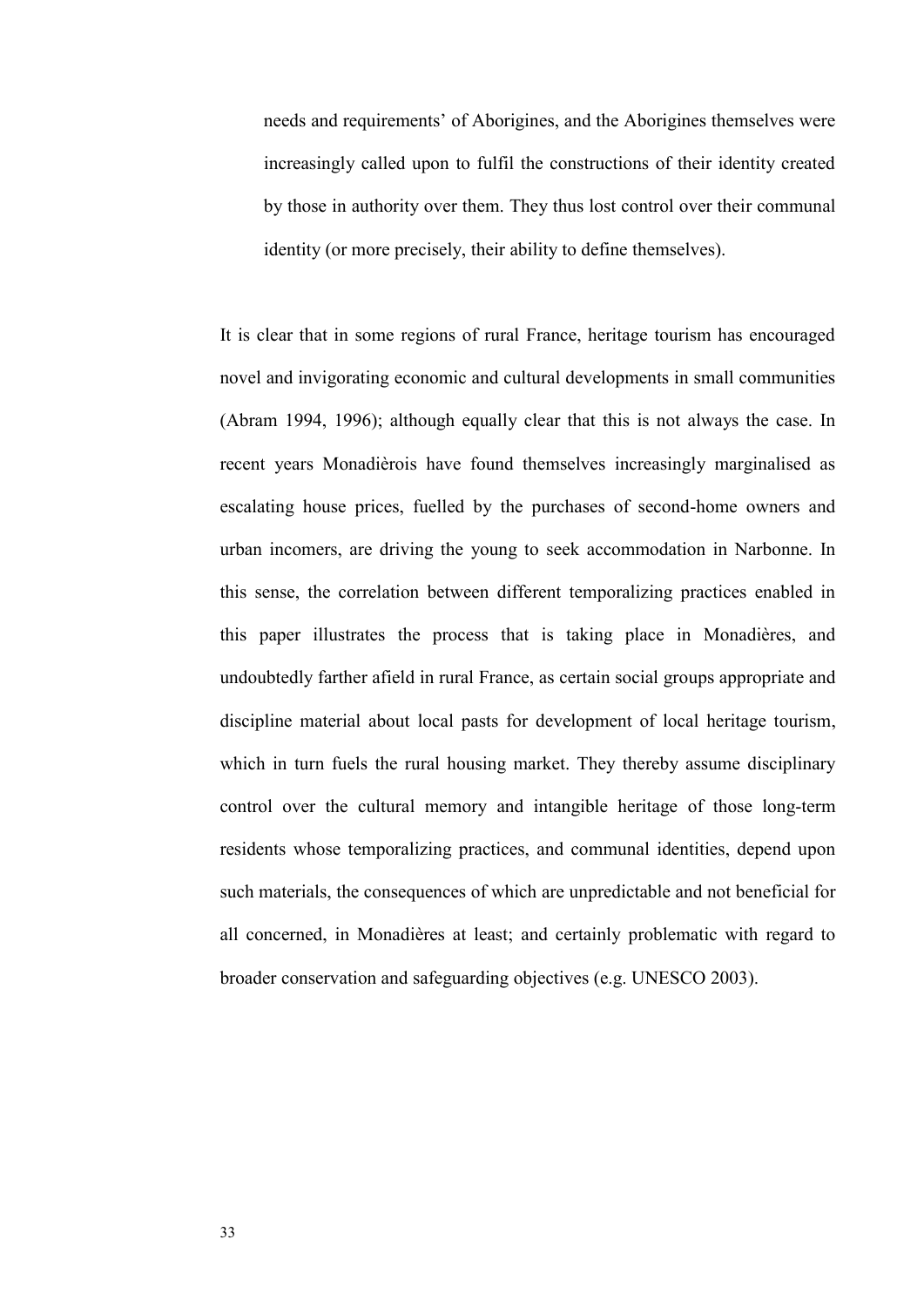> needs and requirements' of Aborigines, and the Aborigines themselves were increasingly called upon to fulfil the constructions of their identity created by those in authority over them. They thus lost control over their communal identity (or more precisely, their ability to define themselves).

It is clear that in some regions of rural France, heritage tourism has encouraged novel and invigorating economic and cultural developments in small communities (Abram 1994, 1996); although equally clear that this is not always the case. In recent years Monadièrois have found themselves increasingly marginalised as escalating house prices, fuelled by the purchases of second-home owners and urban incomers, are driving the young to seek accommodation in Narbonne. In this sense, the correlation between different temporalizing practices enabled in this paper illustrates the process that is taking place in Monadières, and undoubtedly farther afield in rural France, as certain social groups appropriate and discipline material about local pasts for development of local heritage tourism, which in turn fuels the rural housing market. They thereby assume disciplinary control over the cultural memory and intangible heritage of those long-term residents whose temporalizing practices, and communal identities, depend upon such materials, the consequences of which are unpredictable and not beneficial for all concerned, in Monadières at least; and certainly problematic with regard to broader conservation and safeguarding objectives (e.g. UNESCO 2003).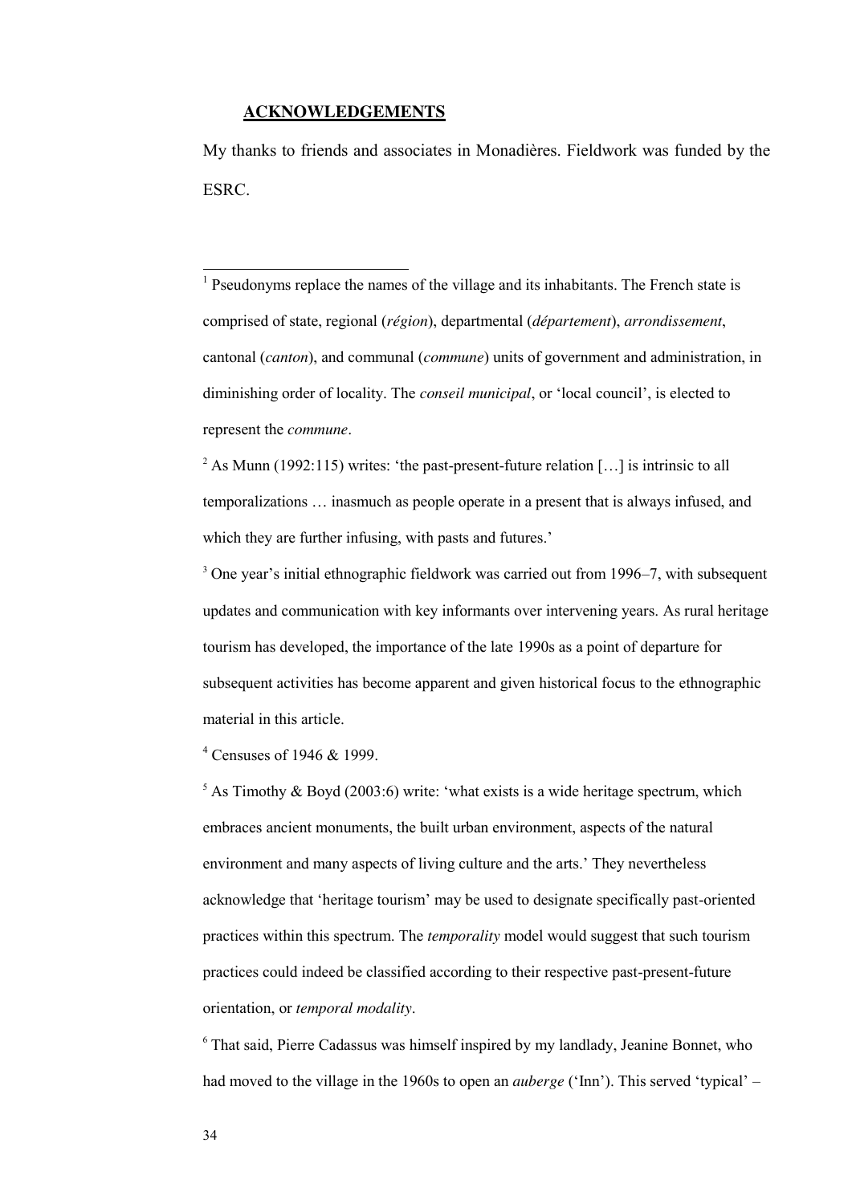## ACKNOWLEDGEMENTS

My thanks to friends and associates in Monadières. Fieldwork was funded by the ESRC.

---

[1] Pseudonyms replace the names of the village and its inhabitants. The French state is comprised of state, regional (*région*), departmental (*département*), *arrondissement*, cantonal (*canton*), and communal (*commune*) units of government and administration, in diminishing order of locality. The *conseil municipal*, or 'local council', is elected to represent the *commune*.

[2] As Munn (1992:115) writes: 'the past-present-future relation […] is intrinsic to all temporalizations … inasmuch as people operate in a present that is always infused, and which they are further infusing, with pasts and futures.'

[3] One year's initial ethnographic fieldwork was carried out from 1996–7, with subsequent updates and communication with key informants over intervening years. As rural heritage tourism has developed, the importance of the late 1990s as a point of departure for subsequent activities has become apparent and given historical focus to the ethnographic material in this article.

[4] Censuses of 1946 & 1999.

[5] As Timothy & Boyd (2003:6) write: 'what exists is a wide heritage spectrum, which embraces ancient monuments, the built urban environment, aspects of the natural environment and many aspects of living culture and the arts.' They nevertheless acknowledge that 'heritage tourism' may be used to designate specifically past-oriented practices within this spectrum. The *temporality* model would suggest that such tourism practices could indeed be classified according to their respective past-present-future orientation, or *temporal modality*.

[6] That said, Pierre Cadassus was himself inspired by my landlady, Jeanine Bonnet, who had moved to the village in the 1960s to open an *auberge* ('Inn'). This served 'typical' –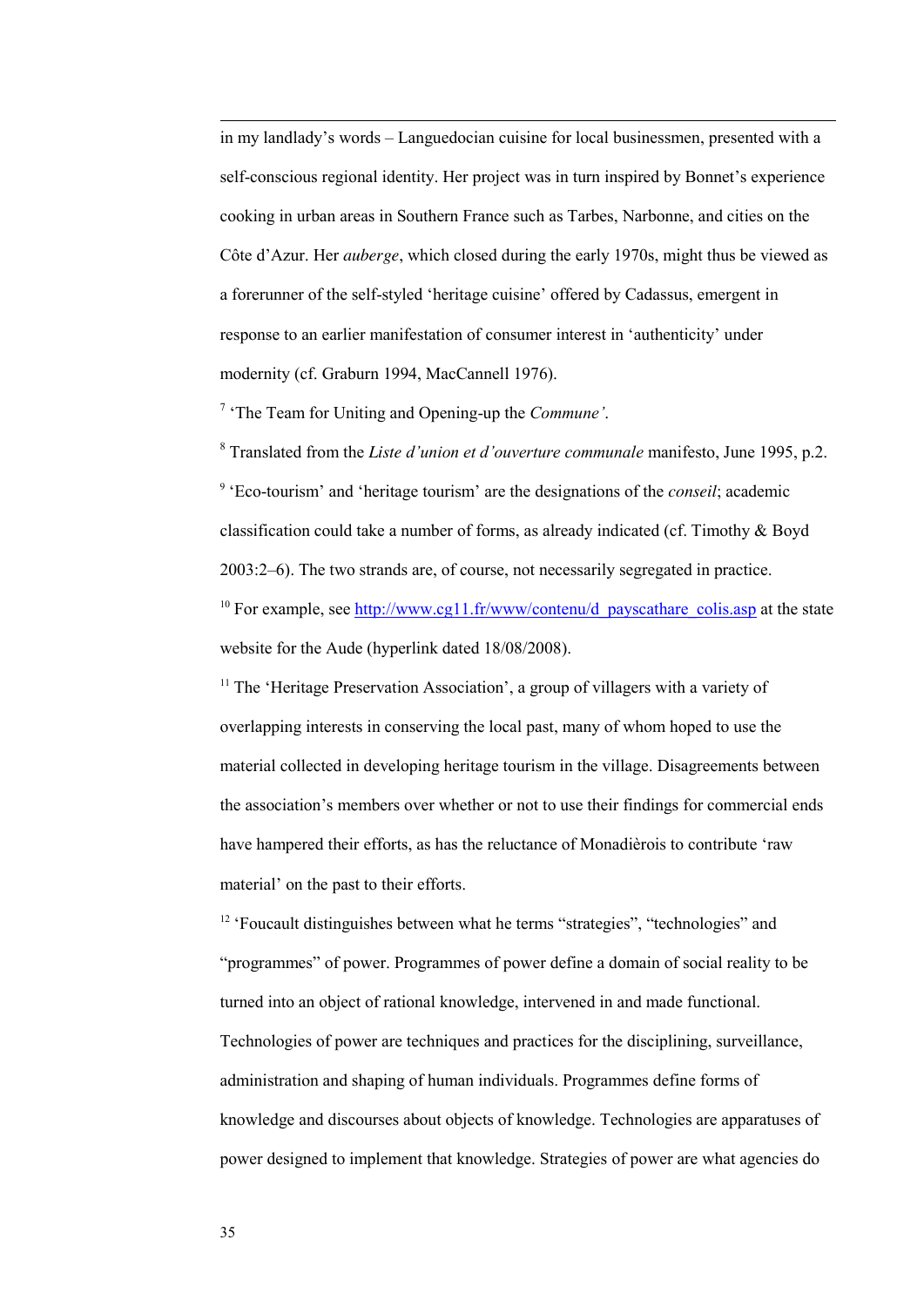in my landlady's words – Languedocian cuisine for local businessmen, presented with a self-conscious regional identity. Her project was in turn inspired by Bonnet's experience cooking in urban areas in Southern France such as Tarbes, Narbonne, and cities on the Côte d'Azur. Her *auberge*, which closed during the early 1970s, might thus be viewed as a forerunner of the self-styled 'heritage cuisine' offered by Cadassus, emergent in response to an earlier manifestation of consumer interest in 'authenticity' under modernity (cf. Graburn 1994, MacCannell 1976).

[7] 'The Team for Uniting and Opening-up the *Commune'*.

[8] Translated from the *Liste d'union et d'ouverture communale* manifesto, June 1995, p.2.

[9] 'Eco-tourism' and 'heritage tourism' are the designations of the *conseil*; academic classification could take a number of forms, as already indicated (cf. Timothy & Boyd 2003:2–6). The two strands are, of course, not necessarily segregated in practice.

[10] For example, see http://www.cg11.fr/www/contenu/d_payscathare_colis.asp at the state website for the Aude (hyperlink dated 18/08/2008).

[11] The 'Heritage Preservation Association', a group of villagers with a variety of overlapping interests in conserving the local past, many of whom hoped to use the material collected in developing heritage tourism in the village. Disagreements between the association's members over whether or not to use their findings for commercial ends have hampered their efforts, as has the reluctance of Monadièrois to contribute 'raw material' on the past to their efforts.

[12] 'Foucault distinguishes between what he terms "strategies", "technologies" and "programmes" of power. Programmes of power define a domain of social reality to be turned into an object of rational knowledge, intervened in and made functional. Technologies of power are techniques and practices for the disciplining, surveillance, administration and shaping of human individuals. Programmes define forms of knowledge and discourses about objects of knowledge. Technologies are apparatuses of power designed to implement that knowledge. Strategies of power are what agencies do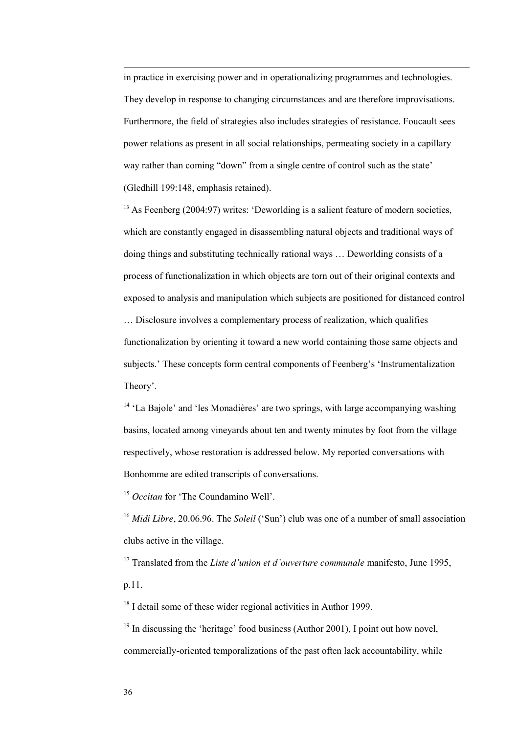in practice in exercising power and in operationalizing programmes and technologies. They develop in response to changing circumstances and are therefore improvisations. Furthermore, the field of strategies also includes strategies of resistance. Foucault sees power relations as present in all social relationships, permeating society in a capillary way rather than coming "down" from a single centre of control such as the state' (Gledhill 199:148, emphasis retained).

[13] As Feenberg (2004:97) writes: 'Deworlding is a salient feature of modern societies, which are constantly engaged in disassembling natural objects and traditional ways of doing things and substituting technically rational ways … Deworlding consists of a process of functionalization in which objects are torn out of their original contexts and exposed to analysis and manipulation which subjects are positioned for distanced control … Disclosure involves a complementary process of realization, which qualifies functionalization by orienting it toward a new world containing those same objects and subjects.' These concepts form central components of Feenberg's 'Instrumentalization Theory'.

[14] 'La Bajole' and 'les Monadières' are two springs, with large accompanying washing basins, located among vineyards about ten and twenty minutes by foot from the village respectively, whose restoration is addressed below. My reported conversations with Bonhomme are edited transcripts of conversations.

[15] *Occitan* for 'The Coundamino Well'.

[16] *Midi Libre*, 20.06.96. The *Soleil* ('Sun') club was one of a number of small association clubs active in the village.

[17] Translated from the *Liste d'union et d'ouverture communale* manifesto, June 1995, p.11.

[18] I detail some of these wider regional activities in Author 1999.

[19] In discussing the 'heritage' food business (Author 2001), I point out how novel, commercially-oriented temporalizations of the past often lack accountability, while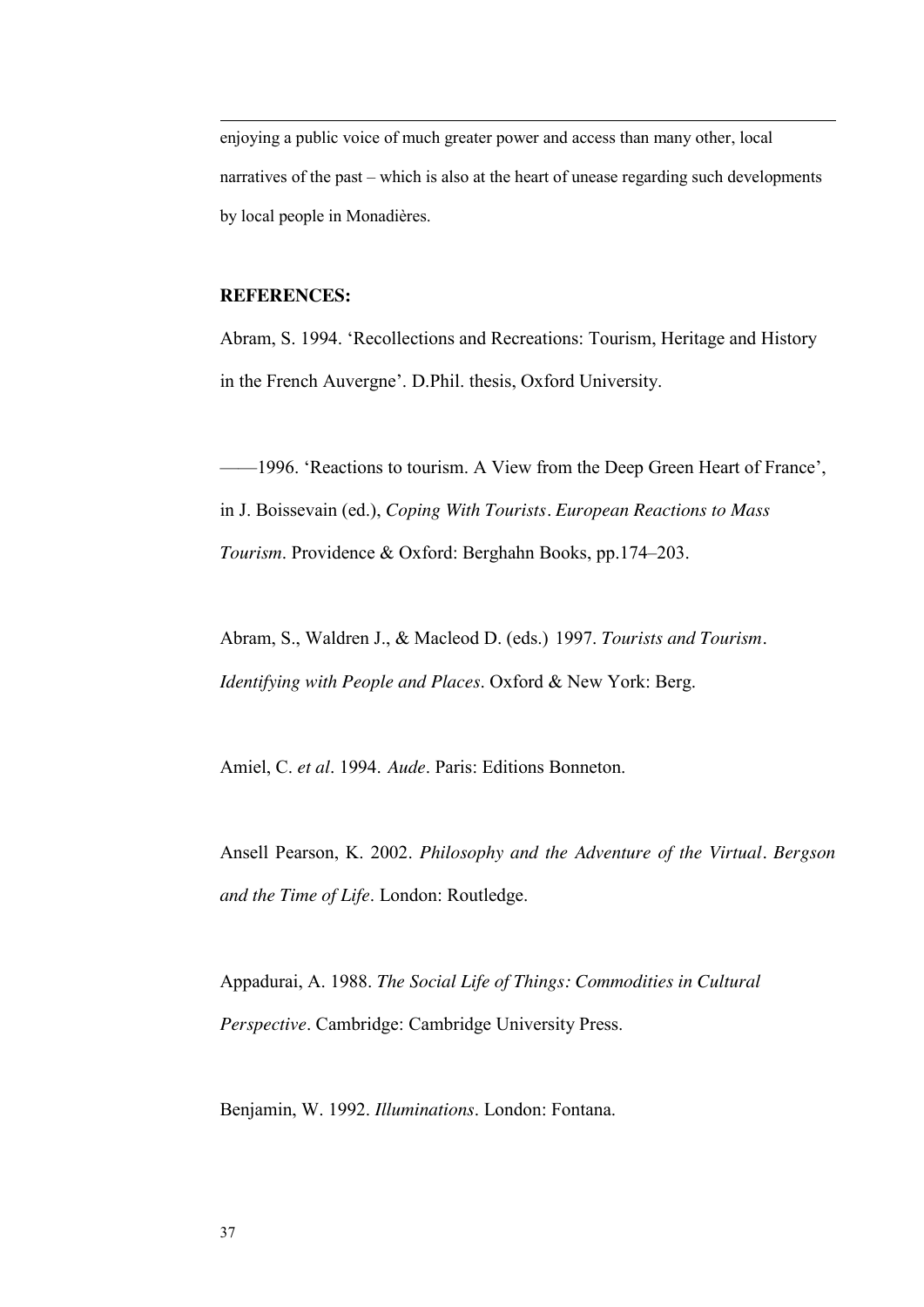enjoying a public voice of much greater power and access than many other, local narratives of the past – which is also at the heart of unease regarding such developments by local people in Monadières.

**REFERENCES:**

Abram, S. 1994. 'Recollections and Recreations: Tourism, Heritage and History in the French Auvergne'. D.Phil. thesis, Oxford University.

——1996. 'Reactions to tourism. A View from the Deep Green Heart of France', in J. Boissevain (ed.), *Coping With Tourists. European Reactions to Mass Tourism*. Providence & Oxford: Berghahn Books, pp.174–203.

Abram, S., Waldren J., & Macleod D. (eds.) 1997. *Tourists and Tourism. Identifying with People and Places*. Oxford & New York: Berg.

Amiel, C. *et al*. 1994. *Aude*. Paris: Editions Bonneton.

Ansell Pearson, K. 2002. *Philosophy and the Adventure of the Virtual. Bergson and the Time of Life*. London: Routledge.

Appadurai, A. 1988. *The Social Life of Things: Commodities in Cultural Perspective*. Cambridge: Cambridge University Press.

Benjamin, W. 1992. *Illuminations*. London: Fontana.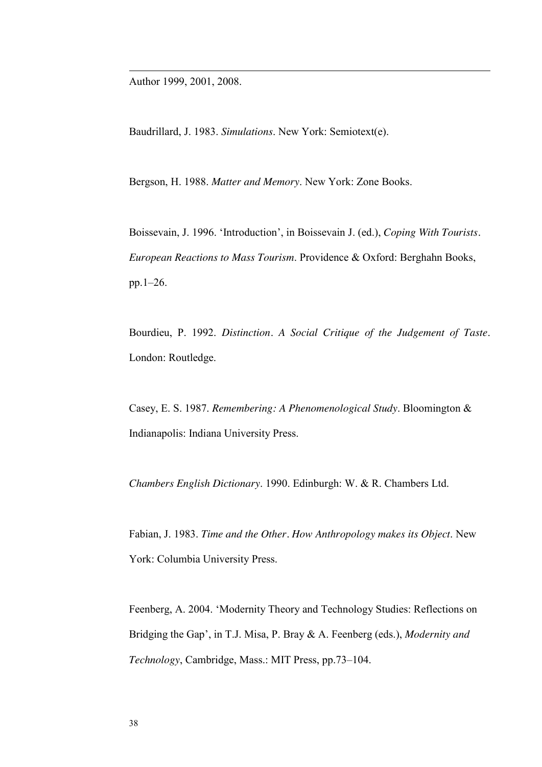Author 1999, 2001, 2008.

Baudrillard, J. 1983. *Simulations*. New York: Semiotext(e).

Bergson, H. 1988. *Matter and Memory*. New York: Zone Books.

Boissevain, J. 1996. 'Introduction', in Boissevain J. (ed.), *Coping With Tourists. European Reactions to Mass Tourism*. Providence & Oxford: Berghahn Books, pp.1–26.

Bourdieu, P. 1992. *Distinction. A Social Critique of the Judgement of Taste*. London: Routledge.

Casey, E. S. 1987. *Remembering: A Phenomenological Study*. Bloomington & Indianapolis: Indiana University Press.

*Chambers English Dictionary*. 1990. Edinburgh: W. & R. Chambers Ltd.

Fabian, J. 1983. *Time and the Other. How Anthropology makes its Object*. New York: Columbia University Press.

Feenberg, A. 2004. 'Modernity Theory and Technology Studies: Reflections on Bridging the Gap', in T.J. Misa, P. Bray & A. Feenberg (eds.), *Modernity and Technology*, Cambridge, Mass.: MIT Press, pp.73–104.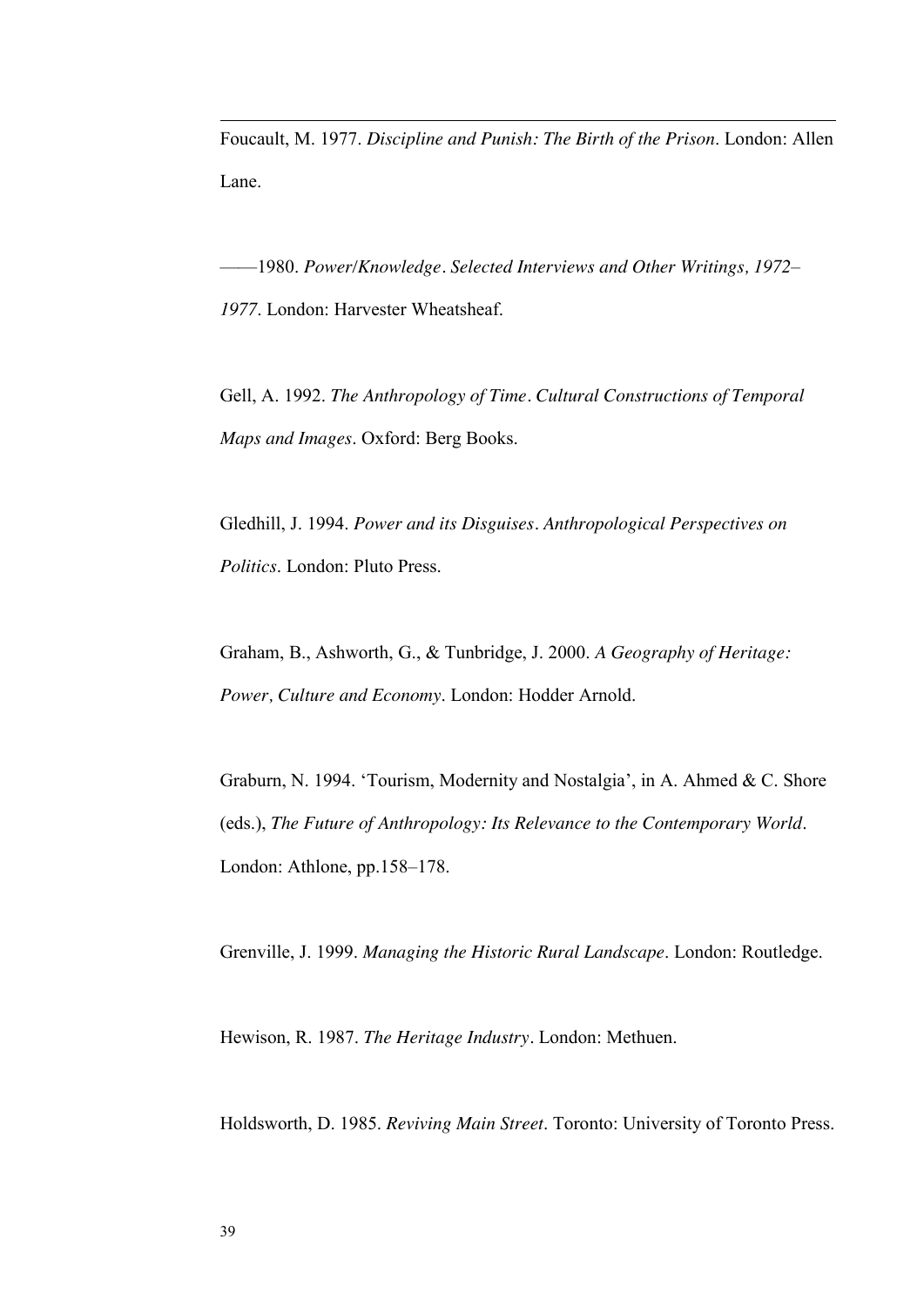Foucault, M. 1977. *Discipline and Punish: The Birth of the Prison*. London: Allen Lane.

——1980. *Power/Knowledge. Selected Interviews and Other Writings, 1972–1977*. London: Harvester Wheatsheaf.

Gell, A. 1992. *The Anthropology of Time. Cultural Constructions of Temporal Maps and Images*. Oxford: Berg Books.

Gledhill, J. 1994. *Power and its Disguises. Anthropological Perspectives on Politics*. London: Pluto Press.

Graham, B., Ashworth, G., & Tunbridge, J. 2000. *A Geography of Heritage: Power, Culture and Economy*. London: Hodder Arnold.

Graburn, N. 1994. 'Tourism, Modernity and Nostalgia', in A. Ahmed & C. Shore (eds.), *The Future of Anthropology: Its Relevance to the Contemporary World*. London: Athlone, pp.158–178.

Grenville, J. 1999. *Managing the Historic Rural Landscape*. London: Routledge.

Hewison, R. 1987. *The Heritage Industry*. London: Methuen.

Holdsworth, D. 1985. *Reviving Main Street*. Toronto: University of Toronto Press.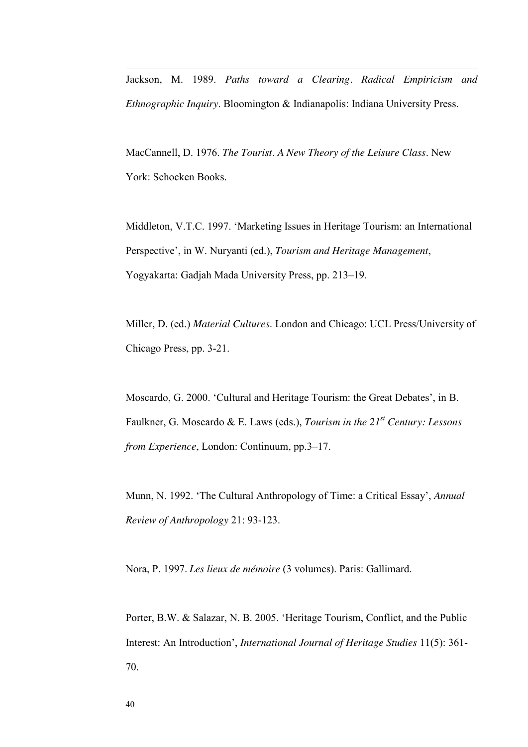Jackson, M. 1989. *Paths toward a Clearing. Radical Empiricism and Ethnographic Inquiry*. Bloomington & Indianapolis: Indiana University Press.

MacCannell, D. 1976. *The Tourist. A New Theory of the Leisure Class*. New York: Schocken Books.

Middleton, V.T.C. 1997. 'Marketing Issues in Heritage Tourism: an International Perspective', in W. Nuryanti (ed.), *Tourism and Heritage Management*, Yogyakarta: Gadjah Mada University Press, pp. 213–19.

Miller, D. (ed.) *Material Cultures*. London and Chicago: UCL Press/University of Chicago Press, pp. 3-21.

Moscardo, G. 2000. 'Cultural and Heritage Tourism: the Great Debates', in B. Faulkner, G. Moscardo & E. Laws (eds.), *Tourism in the 21st Century: Lessons from Experience*, London: Continuum, pp.3–17.

Munn, N. 1992. 'The Cultural Anthropology of Time: a Critical Essay', *Annual Review of Anthropology* 21: 93-123.

Nora, P. 1997. *Les lieux de mémoire* (3 volumes). Paris: Gallimard.

Porter, B.W. & Salazar, N. B. 2005. 'Heritage Tourism, Conflict, and the Public Interest: An Introduction', *International Journal of Heritage Studies* 11(5): 361-70.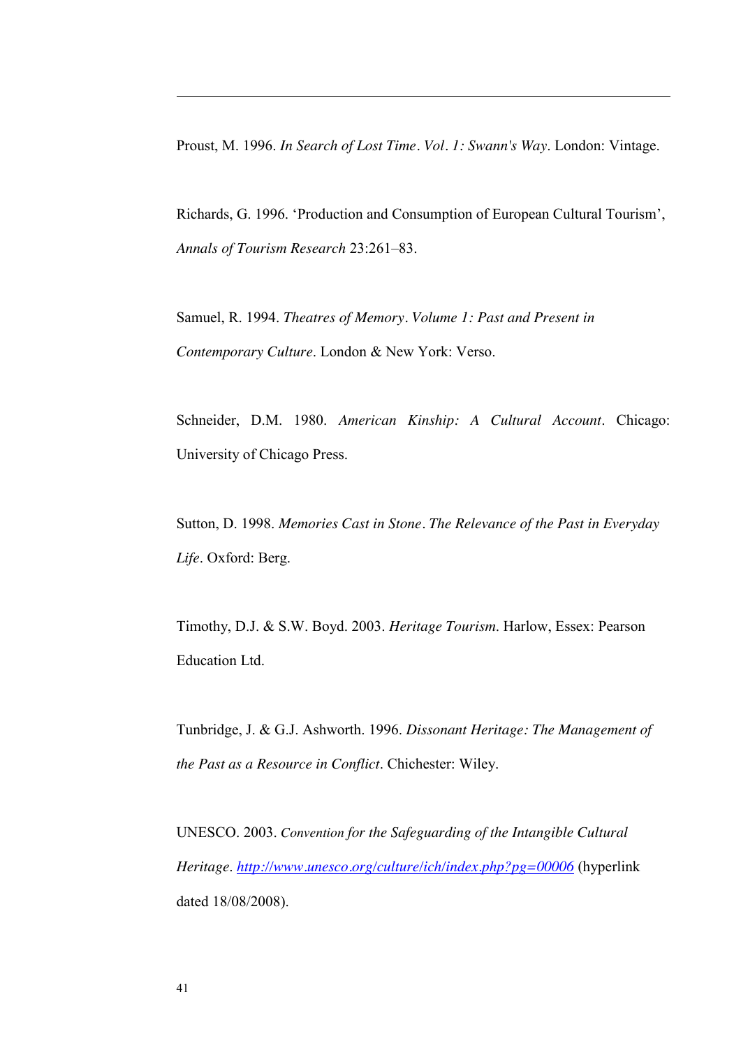Proust, M. 1996. *In Search of Lost Time*. *Vol*. *1: Swann's Way*. London: Vintage.

Richards, G. 1996. 'Production and Consumption of European Cultural Tourism', *Annals of Tourism Research* 23:261–83.

Samuel, R. 1994. *Theatres of Memory*. *Volume 1: Past and Present in Contemporary Culture*. London & New York: Verso.

Schneider, D.M. 1980. *American Kinship: A Cultural Account*. Chicago: University of Chicago Press.

Sutton, D. 1998. *Memories Cast in Stone*. *The Relevance of the Past in Everyday Life*. Oxford: Berg.

Timothy, D.J. & S.W. Boyd. 2003. *Heritage Tourism*. Harlow, Essex: Pearson Education Ltd.

Tunbridge, J. & G.J. Ashworth. 1996. *Dissonant Heritage: The Management of the Past as a Resource in Conflict*. Chichester: Wiley.

UNESCO. 2003. *Convention for the Safeguarding of the Intangible Cultural Heritage*. [http://www.unesco.org/culture/ich/index.php?pg=00006](http://www.unesco.org/culture/ich/index.php?pg=00006) (hyperlink dated 18/08/2008).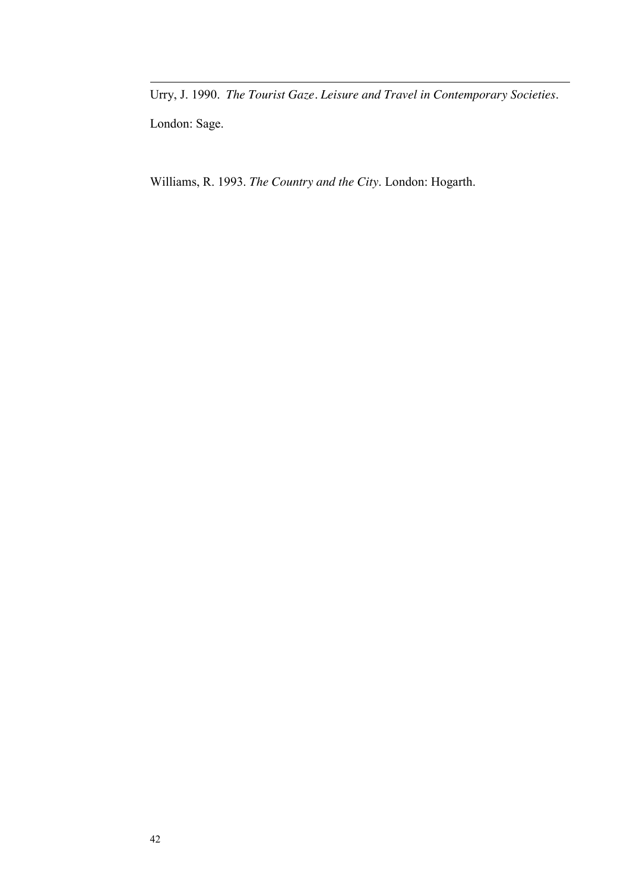Urry, J. 1990. *The Tourist Gaze. Leisure and Travel in Contemporary Societies*. London: Sage.

Williams, R. 1993. *The Country and the City*. London: Hogarth.